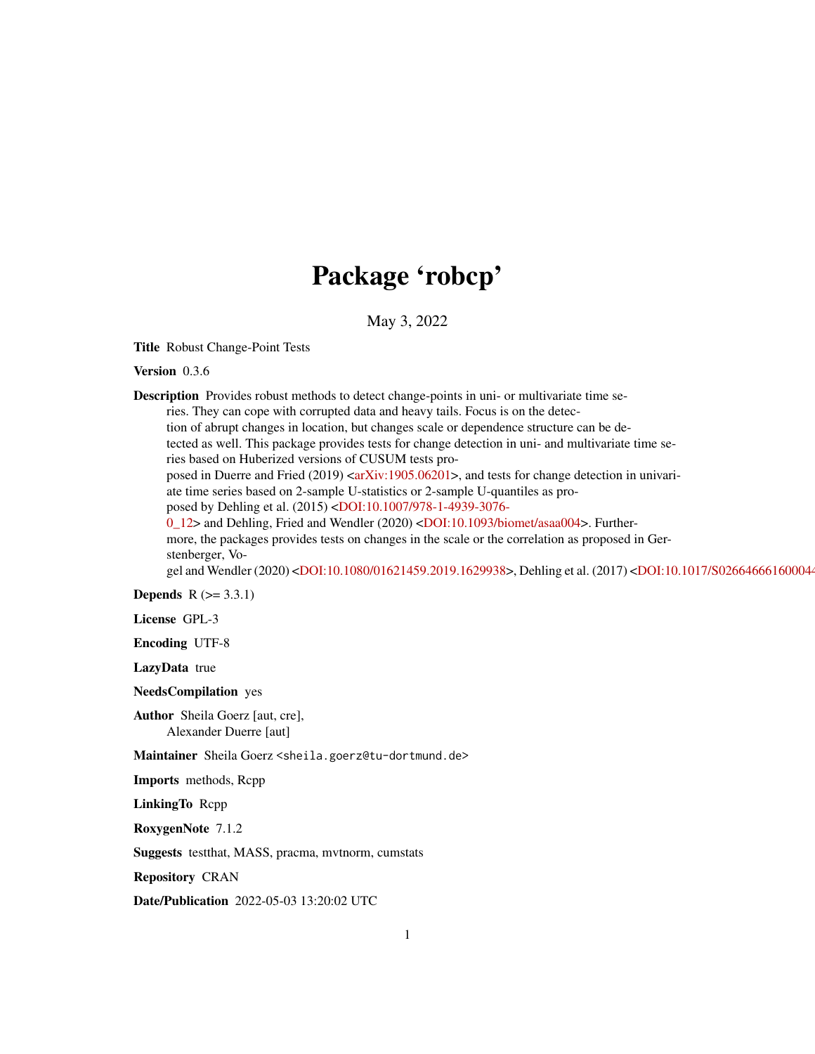# Package 'robcp'

May 3, 2022

**Title** Robust Change-Point Tests

**Version** 0.3.6

**Description** Provides robust methods to detect change-points in uni- or multivariate time series. They can cope with corrupted data and heavy tails. Focus is on the detection of abrupt changes in location, but changes scale or dependence structure can be detected as well. This package provides tests for change detection in uni- and multivariate time series based on Huberized versions of CUSUM tests proposed in Duerre and Fried (2019) <arXiv:1905.06201>, and tests for change detection in univariate time series based on 2-sample U-statistics or 2-sample U-quantiles as proposed by Dehling et al. (2015) <DOI:10.1007/978-1-4939-3076-0_12> and Dehling, Fried and Wendler (2020) <DOI:10.1093/biomet/asaa004>. Furthermore, the packages provides tests on changes in the scale or the correlation as proposed in Gerstenberger, Vogel and Wendler (2020) <DOI:10.1080/01621459.2019.1629938>, Dehling et al. (2017) <DOI:10.1017/S026646661600044

**Depends** R (>= 3.3.1)

**License** GPL-3

**Encoding** UTF-8

**LazyData** true

**NeedsCompilation** yes

**Author** Sheila Goerz [aut, cre], Alexander Duerre [aut]

**Maintainer** Sheila Goerz <sheila.goerz@tu-dortmund.de>

**Imports** methods, Rcpp

**LinkingTo** Rcpp

**RoxygenNote** 7.1.2

**Suggests** testthat, MASS, pracma, mvtnorm, cumstats

**Repository** CRAN

**Date/Publication** 2022-05-03 13:20:02 UTC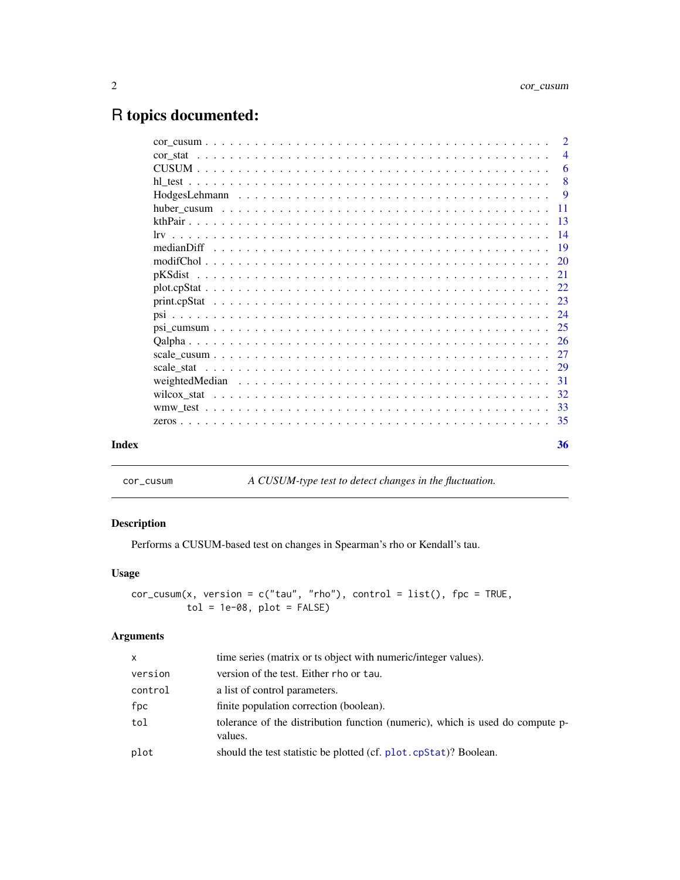# R topics documented:

| | |
|---|---|
| cor_cusum | 2 |
| cor_stat | 4 |
| CUSUM | 6 |
| hl_test | 8 |
| HodgesLehmann | 9 |
| huber_cusum | 11 |
| kthPair | 13 |
| lrv | 14 |
| medianDiff | 19 |
| modifChol | 20 |
| pKSdist | 21 |
| plot.cpStat | 22 |
| print.cpStat | 23 |
| psi | 24 |
| psi_cumsum | 25 |
| Qalpha | 26 |
| scale_cusum | 27 |
| scale_stat | 29 |
| weightedMedian | 31 |
| wilcox_stat | 32 |
| wmw_test | 33 |
| zeros | 35 |

**Index** **36**

---

`cor_cusum` *A CUSUM-type test to detect changes in the fluctuation.*

---

### Description

Performs a CUSUM-based test on changes in Spearman's rho or Kendall's tau.

### Usage

```
cor_cusum(x, version = c("tau", "rho"), control = list(), fpc = TRUE,
          tol = 1e-08, plot = FALSE)
```

### Arguments

| | |
|---|---|
| `x` | time series (matrix or ts object with numeric/integer values). |
| `version` | version of the test. Either `rho` or `tau`. |
| `control` | a list of control parameters. |
| `fpc` | finite population correction (boolean). |
| `tol` | tolerance of the distribution function (numeric), which is used do compute p-values. |
| `plot` | should the test statistic be plotted (cf. `plot.cpStat`)? Boolean. |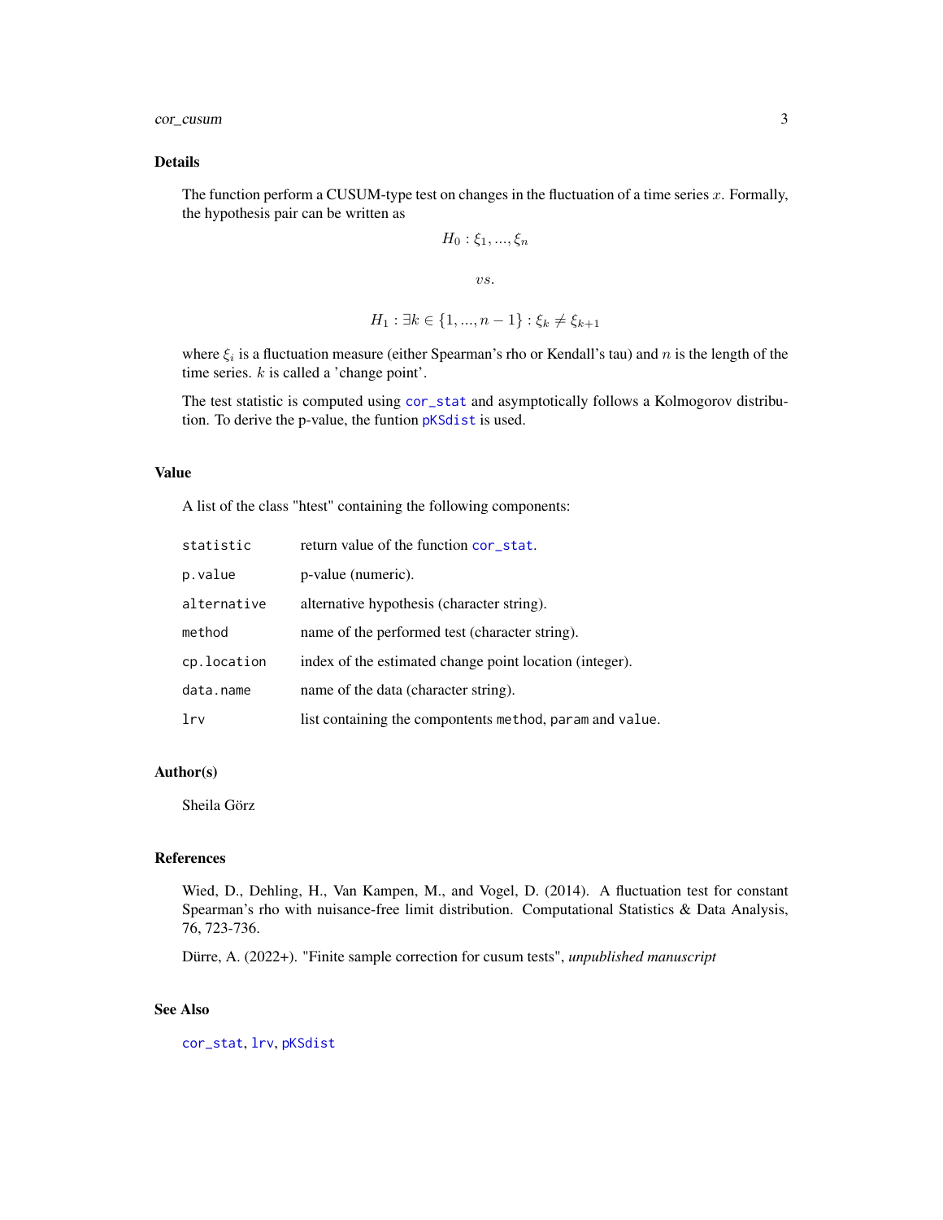## Details

The function perform a CUSUM-type test on changes in the fluctuation of a time series $x$. Formally, the hypothesis pair can be written as

$$H_0 : \xi_1, ..., \xi_n$$

$$vs.$$

$$H_1 : \exists k \in \{1, ..., n-1\} : \xi_k \neq \xi_{k+1}$$

where $\xi_i$ is a fluctuation measure (either Spearman's rho or Kendall's tau) and $n$ is the length of the time series. $k$ is called a 'change point'.

The test statistic is computed using `cor_stat` and asymptotically follows a Kolmogorov distribution. To derive the p-value, the funtion `pKSdist` is used.

## Value

A list of the class "htest" containing the following components:

| | |
|---|---|
| `statistic` | return value of the function `cor_stat`. |
| `p.value` | p-value (numeric). |
| `alternative` | alternative hypothesis (character string). |
| `method` | name of the performed test (character string). |
| `cp.location` | index of the estimated change point location (integer). |
| `data.name` | name of the data (character string). |
| `lrv` | list containing the compontents `method`, `param` and `value`. |

## Author(s)

Sheila Görz

## References

Wied, D., Dehling, H., Van Kampen, M., and Vogel, D. (2014). A fluctuation test for constant Spearman's rho with nuisance-free limit distribution. Computational Statistics & Data Analysis, 76, 723-736.

Dürre, A. (2022+). "Finite sample correction for cusum tests", *unpublished manuscript*

## See Also

`cor_stat`, `lrv`, `pKSdist`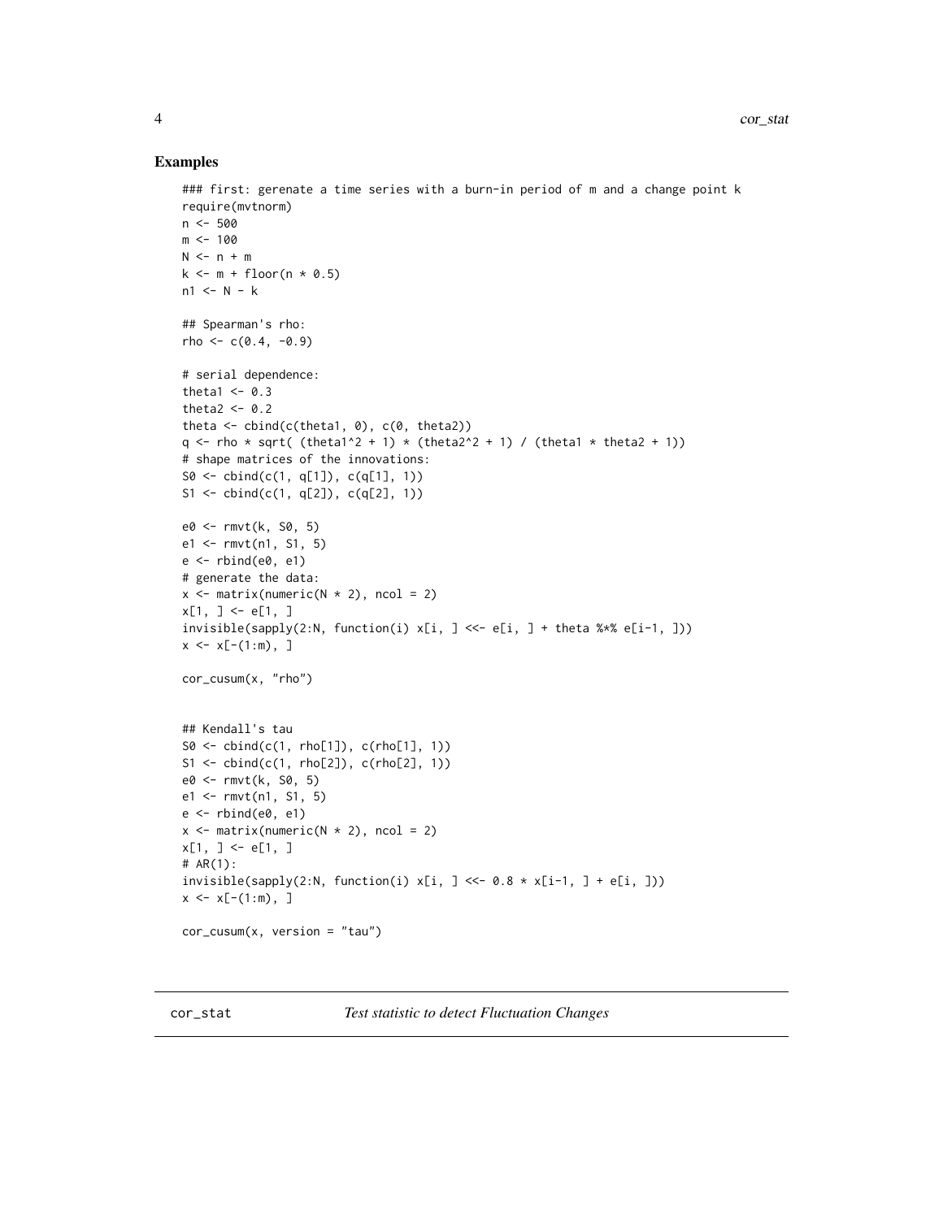## Examples

```
### first: gerenate a time series with a burn-in period of m and a change point k
require(mvtnorm)
n <- 500
m <- 100
N <- n + m
k <- m + floor(n * 0.5)
n1 <- N - k

## Spearman's rho:
rho <- c(0.4, -0.9)

# serial dependence:
theta1 <- 0.3
theta2 <- 0.2
theta <- cbind(c(theta1, 0), c(0, theta2))
q <- rho * sqrt( (theta1^2 + 1) * (theta2^2 + 1) / (theta1 * theta2 + 1))
# shape matrices of the innovations:
S0 <- cbind(c(1, q[1]), c(q[1], 1))
S1 <- cbind(c(1, q[2]), c(q[2], 1))

e0 <- rmvt(k, S0, 5)
e1 <- rmvt(n1, S1, 5)
e <- rbind(e0, e1)
# generate the data:
x <- matrix(numeric(N * 2), ncol = 2)
x[1, ] <- e[1, ]
invisible(sapply(2:N, function(i) x[i, ] <<- e[i, ] + theta %*% e[i-1, ]))
x <- x[-(1:m), ]

cor_cusum(x, "rho")


## Kendall's tau
S0 <- cbind(c(1, rho[1]), c(rho[1], 1))
S1 <- cbind(c(1, rho[2]), c(rho[2], 1))
e0 <- rmvt(k, S0, 5)
e1 <- rmvt(n1, S1, 5)
e <- rbind(e0, e1)
x <- matrix(numeric(N * 2), ncol = 2)
x[1, ] <- e[1, ]
# AR(1):
invisible(sapply(2:N, function(i) x[i, ] <<- 0.8 * x[i-1, ] + e[i, ]))
x <- x[-(1:m), ]

cor_cusum(x, version = "tau")
```

---

cor_stat *Test statistic to detect Fluctuation Changes*

---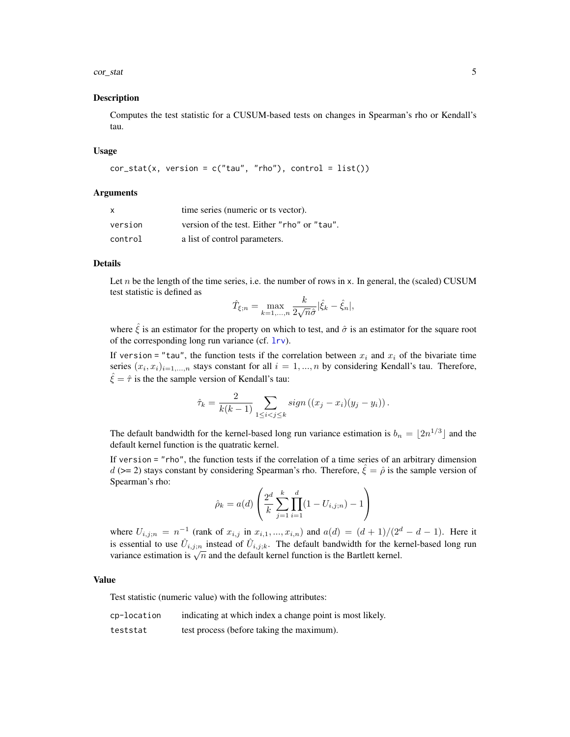## Description

Computes the test statistic for a CUSUM-based tests on changes in Spearman's rho or Kendall's tau.

## Usage

```
cor_stat(x, version = c("tau", "rho"), control = list())
```

## Arguments

| | |
|---|---|
| x | time series (numeric or ts vector). |
| version | version of the test. Either "rho" or "tau". |
| control | a list of control parameters. |

## Details

Let $n$ be the length of the time series, i.e. the number of rows in x. In general, the (scaled) CUSUM test statistic is defined as

$$\hat{T}_{\xi;n} = \max_{k=1,...,n} \frac{k}{2\sqrt{n}\hat{\sigma}} |\hat{\xi}_k - \hat{\xi}_n|,$$

where $\hat{\xi}$ is an estimator for the property on which to test, and $\hat{\sigma}$ is an estimator for the square root of the corresponding long run variance (cf. lrv).

If version = "tau", the function tests if the correlation between $x_i$ and $x_i$ of the bivariate time series $(x_i, x_i)_{i=1,...,n}$ stays constant for all $i = 1, ..., n$ by considering Kendall's tau. Therefore, $\hat{\xi} = \hat{\tau}$ is the the sample version of Kendall's tau:

$$\hat{\tau}_k = \frac{2}{k(k-1)} \sum_{1 \leq i < j \leq k} sign\left((x_j - x_i)(y_j - y_i)\right).$$

The default bandwidth for the kernel-based long run variance estimation is $b_n = \lfloor 2n^{1/3} \rfloor$ and the default kernel function is the quatratic kernel.

If version = "rho", the function tests if the correlation of a time series of an arbitrary dimension $d$ (>= 2) stays constant by considering Spearman's rho. Therefore, $\hat{\xi} = \hat{\rho}$ is the sample version of Spearman's rho:

$$\hat{\rho}_k = a(d) \left( \frac{2^d}{k} \sum_{j=1}^{k} \prod_{i=1}^{d} (1 - U_{i,j;n}) - 1 \right)$$

where $U_{i,j;n} = n^{-1}$ (rank of $x_{i,j}$ in $x_{i,1}, ..., x_{i,n}$) and $a(d) = (d+1)/(2^d - d - 1)$. Here it is essential to use $\hat{U}_{i,j;n}$ instead of $\hat{U}_{i,j;k}$. The default bandwidth for the kernel-based long run variance estimation is $\sqrt{n}$ and the default kernel function is the Bartlett kernel.

## Value

Test statistic (numeric value) with the following attributes:

| | |
|---|---|
| cp-location | indicating at which index a change point is most likely. |
| teststat | test process (before taking the maximum). |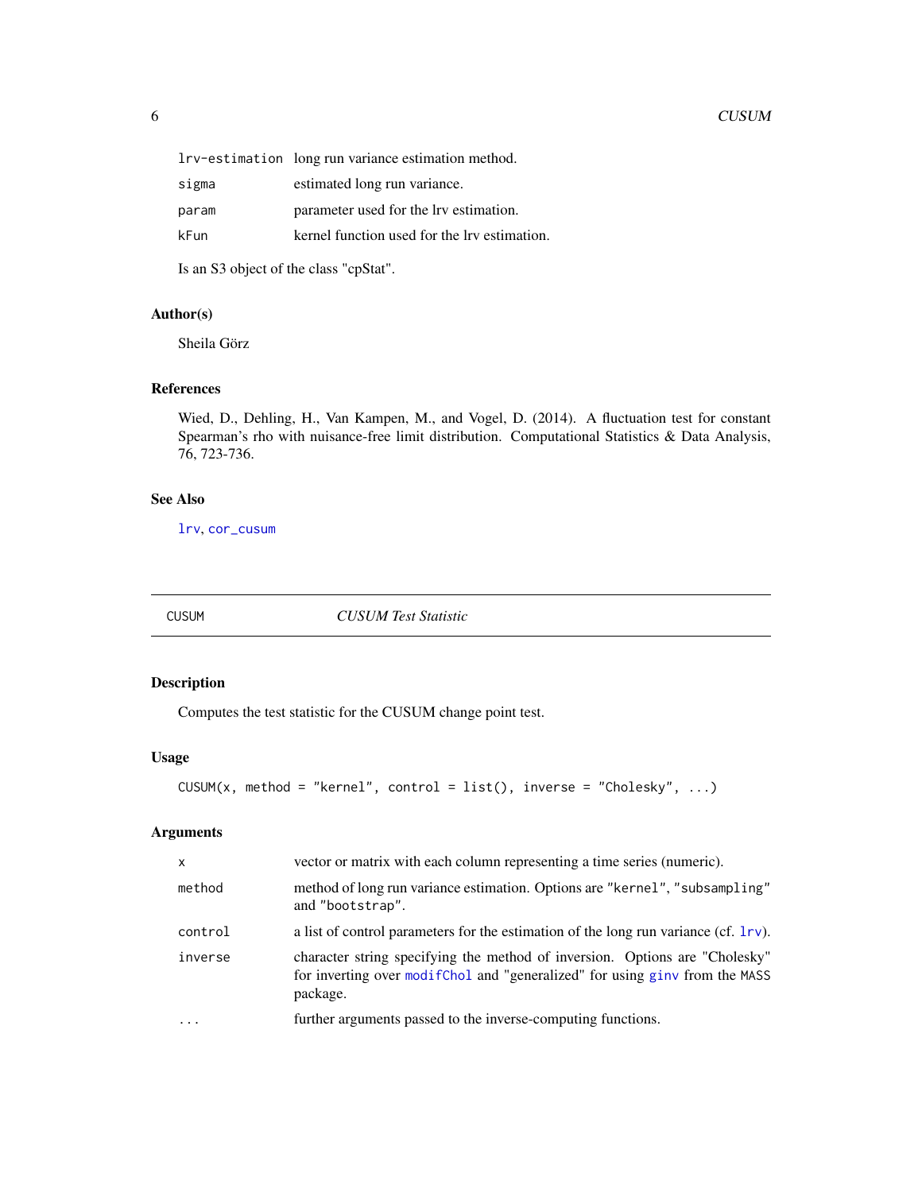| | |
|---|---|
| lrv-estimation | long run variance estimation method. |
| sigma | estimated long run variance. |
| param | parameter used for the lrv estimation. |
| kFun | kernel function used for the lrv estimation. |

Is an S3 object of the class "cpStat".

### Author(s)

Sheila Görz

### References

Wied, D., Dehling, H., Van Kampen, M., and Vogel, D. (2014). A fluctuation test for constant Spearman's rho with nuisance-free limit distribution. Computational Statistics & Data Analysis, 76, 723-736.

### See Also

lrv, cor_cusum

---

## CUSUM *CUSUM Test Statistic*

---

### Description

Computes the test statistic for the CUSUM change point test.

### Usage

```
CUSUM(x, method = "kernel", control = list(), inverse = "Cholesky", ...)
```

### Arguments

| | |
|---|---|
| x | vector or matrix with each column representing a time series (numeric). |
| method | method of long run variance estimation. Options are "kernel", "subsampling" and "bootstrap". |
| control | a list of control parameters for the estimation of the long run variance (cf. lrv). |
| inverse | character string specifying the method of inversion. Options are "Cholesky" for inverting over modifChol and "generalized" for using ginv from the MASS package. |
| ... | further arguments passed to the inverse-computing functions. |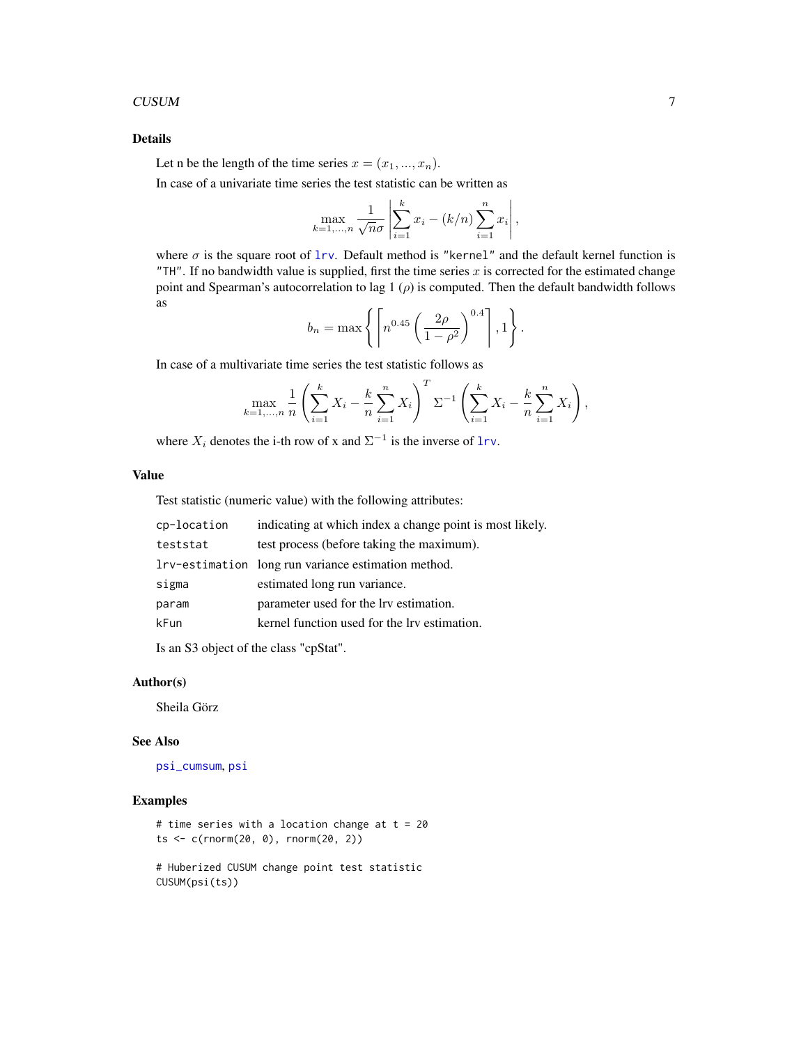### Details

Let n be the length of the time series $x = (x_1, ..., x_n)$.

In case of a univariate time series the test statistic can be written as

$$\max_{k=1,...,n} \frac{1}{\sqrt{n}\sigma} \left| \sum_{i=1}^{k} x_i - (k/n) \sum_{i=1}^{n} x_i \right|,$$

where $\sigma$ is the square root of lrv. Default method is "kernel" and the default kernel function is "TH". If no bandwidth value is supplied, first the time series $x$ is corrected for the estimated change point and Spearman's autocorrelation to lag 1 ($\rho$) is computed. Then the default bandwidth follows as

$$b_n = \max \left\{ \left\lceil n^{0.45} \left( \frac{2\rho}{1-\rho^2} \right)^{0.4} \right\rceil, 1 \right\}.$$

In case of a multivariate time series the test statistic follows as

$$\max_{k=1,...,n} \frac{1}{n} \left( \sum_{i=1}^{k} X_i - \frac{k}{n} \sum_{i=1}^{n} X_i \right)^T \Sigma^{-1} \left( \sum_{i=1}^{k} X_i - \frac{k}{n} \sum_{i=1}^{n} X_i \right),$$

where $X_i$ denotes the i-th row of x and $\Sigma^{-1}$ is the inverse of lrv.

### Value

Test statistic (numeric value) with the following attributes:

| | |
|---|---|
| cp-location | indicating at which index a change point is most likely. |
| teststat | test process (before taking the maximum). |
| lrv-estimation | long run variance estimation method. |
| sigma | estimated long run variance. |
| param | parameter used for the lrv estimation. |
| kFun | kernel function used for the lrv estimation. |

Is an S3 object of the class "cpStat".

### Author(s)

Sheila Görz

### See Also

psi_cumsum, psi

### Examples

```
# time series with a location change at t = 20
ts <- c(rnorm(20, 0), rnorm(20, 2))

# Huberized CUSUM change point test statistic
CUSUM(psi(ts))
```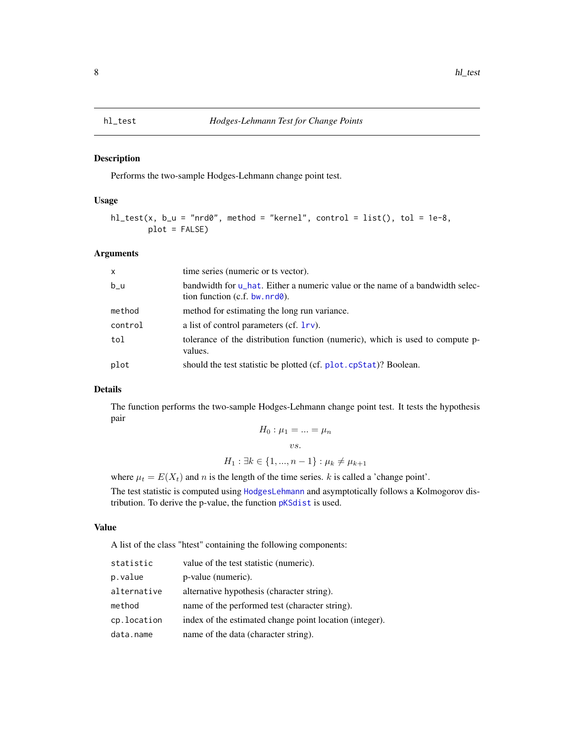# hl_test — *Hodges-Lehmann Test for Change Points*

## Description

Performs the two-sample Hodges-Lehmann change point test.

## Usage

```
hl_test(x, b_u = "nrd0", method = "kernel", control = list(), tol = 1e-8,
        plot = FALSE)
```

## Arguments

| | |
|---|---|
| x | time series (numeric or ts vector). |
| b_u | bandwidth for u_hat. Either a numeric value or the name of a bandwidth selection function (c.f. bw.nrd0). |
| method | method for estimating the long run variance. |
| control | a list of control parameters (cf. lrv). |
| tol | tolerance of the distribution function (numeric), which is used to compute p-values. |
| plot | should the test statistic be plotted (cf. plot.cpStat)? Boolean. |

## Details

The function performs the two-sample Hodges-Lehmann change point test. It tests the hypothesis pair

$$H_0 : \mu_1 = ... = \mu_n$$

$$vs.$$

$$H_1 : \exists k \in \{1, ..., n-1\} : \mu_k \neq \mu_{k+1}$$

where $\mu_t = E(X_t)$ and $n$ is the length of the time series. $k$ is called a 'change point'.

The test statistic is computed using HodgesLehmann and asymptotically follows a Kolmogorov distribution. To derive the p-value, the function pKSdist is used.

## Value

A list of the class "htest" containing the following components:

| | |
|---|---|
| statistic | value of the test statistic (numeric). |
| p.value | p-value (numeric). |
| alternative | alternative hypothesis (character string). |
| method | name of the performed test (character string). |
| cp.location | index of the estimated change point location (integer). |
| data.name | name of the data (character string). |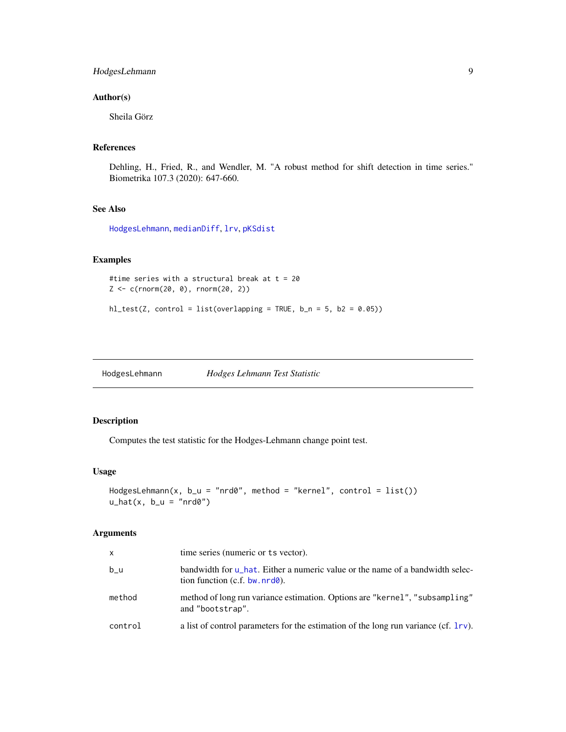### Author(s)

Sheila Görz

### References

Dehling, H., Fried, R., and Wendler, M. "A robust method for shift detection in time series." Biometrika 107.3 (2020): 647-660.

### See Also

HodgesLehmann, medianDiff, lrv, pKSdist

### Examples

```
#time series with a structural break at t = 20
Z <- c(rnorm(20, 0), rnorm(20, 2))

hl_test(Z, control = list(overlapping = TRUE, b_n = 5, b2 = 0.05))
```

---

## HodgesLehmann — *Hodges Lehmann Test Statistic*

---

### Description

Computes the test statistic for the Hodges-Lehmann change point test.

### Usage

```
HodgesLehmann(x, b_u = "nrd0", method = "kernel", control = list())
u_hat(x, b_u = "nrd0")
```

### Arguments

| | |
|---|---|
| x | time series (numeric or ts vector). |
| b_u | bandwidth for u_hat. Either a numeric value or the name of a bandwidth selection function (c.f. bw.nrd0). |
| method | method of long run variance estimation. Options are "kernel", "subsampling" and "bootstrap". |
| control | a list of control parameters for the estimation of the long run variance (cf. lrv). |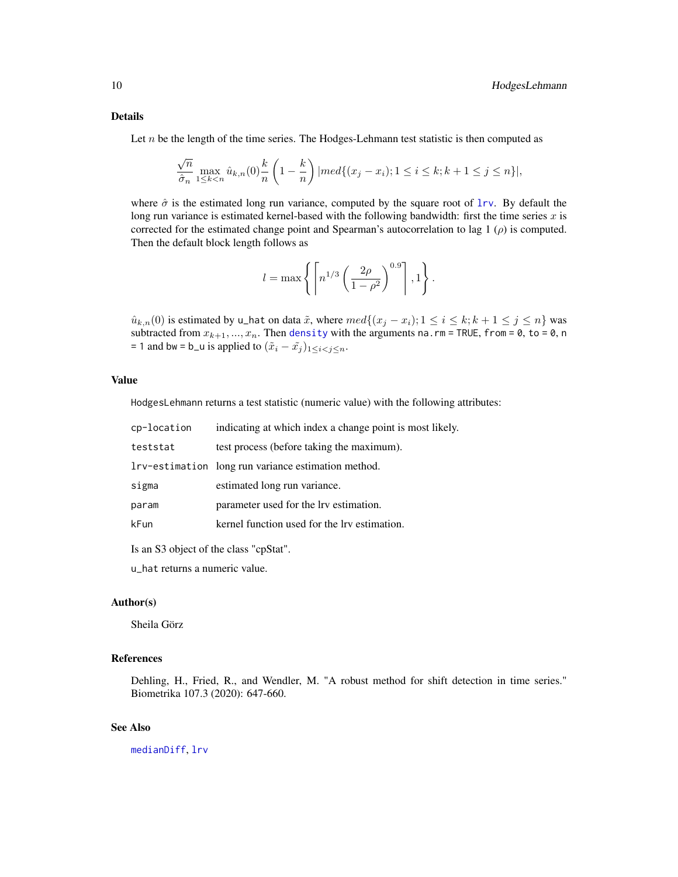## Details

Let $n$ be the length of the time series. The Hodges-Lehmann test statistic is then computed as

$$\frac{\sqrt{n}}{\hat{\sigma}_n} \max_{1 \leq k < n} \hat{u}_{k,n}(0) \frac{k}{n} \left(1 - \frac{k}{n}\right) |med\{(x_j - x_i); 1 \leq i \leq k; k+1 \leq j \leq n\}|,$$

where $\hat{\sigma}$ is the estimated long run variance, computed by the square root of lrv. By default the long run variance is estimated kernel-based with the following bandwidth: first the time series $x$ is corrected for the estimated change point and Spearman's autocorrelation to lag 1 ($\rho$) is computed. Then the default block length follows as

$$l = \max\left\{ \left\lceil n^{1/3} \left( \frac{2\rho}{1 - \rho^2} \right)^{0.9} \right\rceil, 1 \right\}.$$

$\hat{u}_{k,n}(0)$ is estimated by u_hat on data $\tilde{x}$, where $med\{(x_j - x_i); 1 \leq i \leq k; k+1 \leq j \leq n\}$ was subtracted from $x_{k+1}, ..., x_n$. Then density with the arguments na.rm = TRUE, from = 0, to = 0, n = 1 and bw = b_u is applied to $(\tilde{x}_i - \tilde{x}_j)_{1 \leq i < j \leq n}$.

## Value

HodgesLehmann returns a test statistic (numeric value) with the following attributes:

| | |
|---|---|
| cp-location | indicating at which index a change point is most likely. |
| teststat | test process (before taking the maximum). |
| lrv-estimation | long run variance estimation method. |
| sigma | estimated long run variance. |
| param | parameter used for the lrv estimation. |
| kFun | kernel function used for the lrv estimation. |

Is an S3 object of the class "cpStat".

u_hat returns a numeric value.

## Author(s)

Sheila Görz

## References

Dehling, H., Fried, R., and Wendler, M. "A robust method for shift detection in time series." Biometrika 107.3 (2020): 647-660.

## See Also

medianDiff, lrv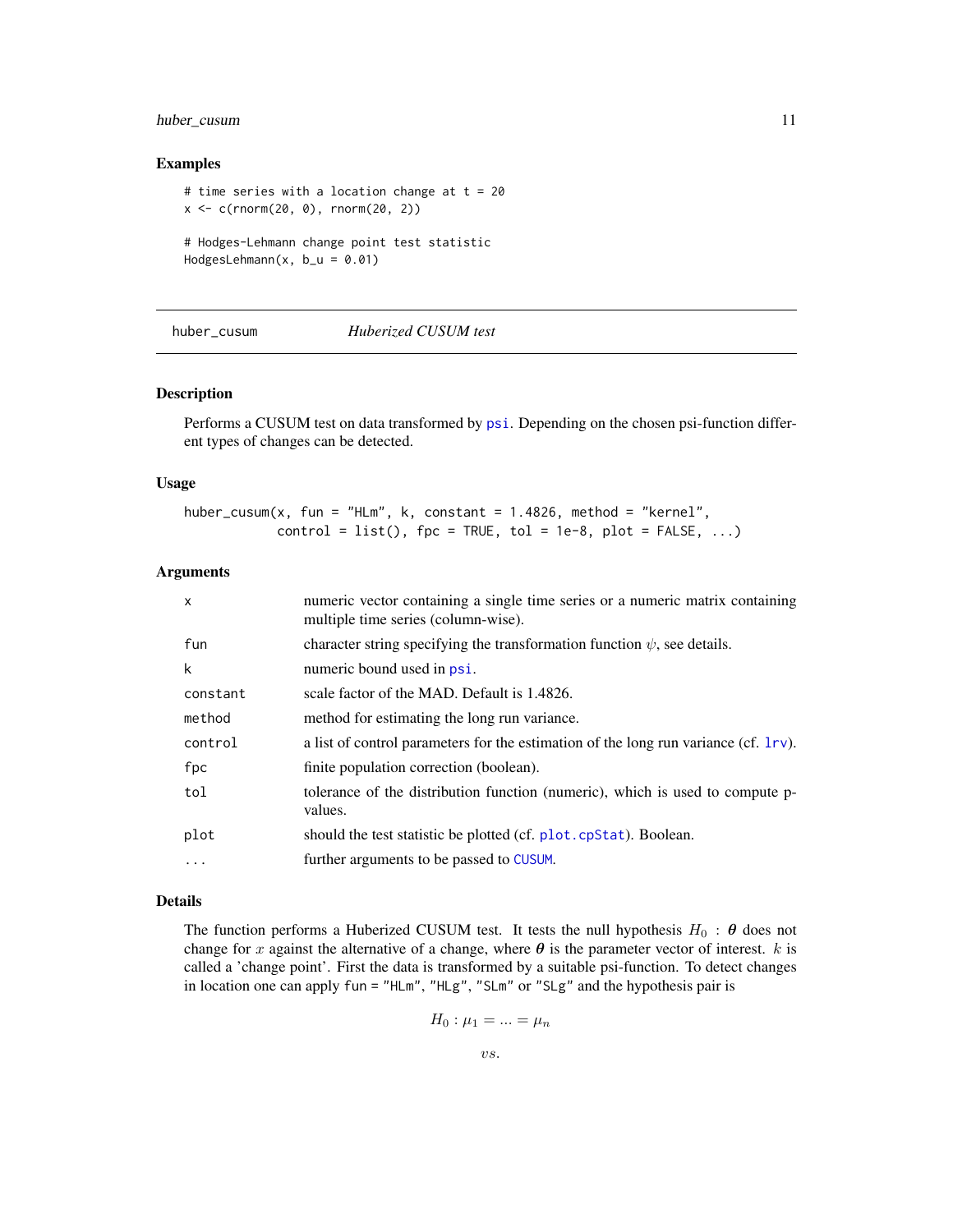## Examples

```
# time series with a location change at t = 20
x <- c(rnorm(20, 0), rnorm(20, 2))

# Hodges-Lehmann change point test statistic
HodgesLehmann(x, b_u = 0.01)
```

---

# huber_cusum *Huberized CUSUM test*

---

## Description

Performs a CUSUM test on data transformed by psi. Depending on the chosen psi-function different types of changes can be detected.

## Usage

```
huber_cusum(x, fun = "HLm", k, constant = 1.4826, method = "kernel",
            control = list(), fpc = TRUE, tol = 1e-8, plot = FALSE, ...)
```

## Arguments

| | |
|---|---|
| x | numeric vector containing a single time series or a numeric matrix containing multiple time series (column-wise). |
| fun | character string specifying the transformation function $\psi$, see details. |
| k | numeric bound used in psi. |
| constant | scale factor of the MAD. Default is 1.4826. |
| method | method for estimating the long run variance. |
| control | a list of control parameters for the estimation of the long run variance (cf. lrv). |
| fpc | finite population correction (boolean). |
| tol | tolerance of the distribution function (numeric), which is used to compute p-values. |
| plot | should the test statistic be plotted (cf. plot.cpStat). Boolean. |
| ... | further arguments to be passed to CUSUM. |

## Details

The function performs a Huberized CUSUM test. It tests the null hypothesis $H_0$ : $\boldsymbol{\theta}$ does not change for $x$ against the alternative of a change, where $\boldsymbol{\theta}$ is the parameter vector of interest. $k$ is called a 'change point'. First the data is transformed by a suitable psi-function. To detect changes in location one can apply fun = "HLm", "HLg", "SLm" or "SLg" and the hypothesis pair is

$$H_0 : \mu_1 = ... = \mu_n$$

$$vs.$$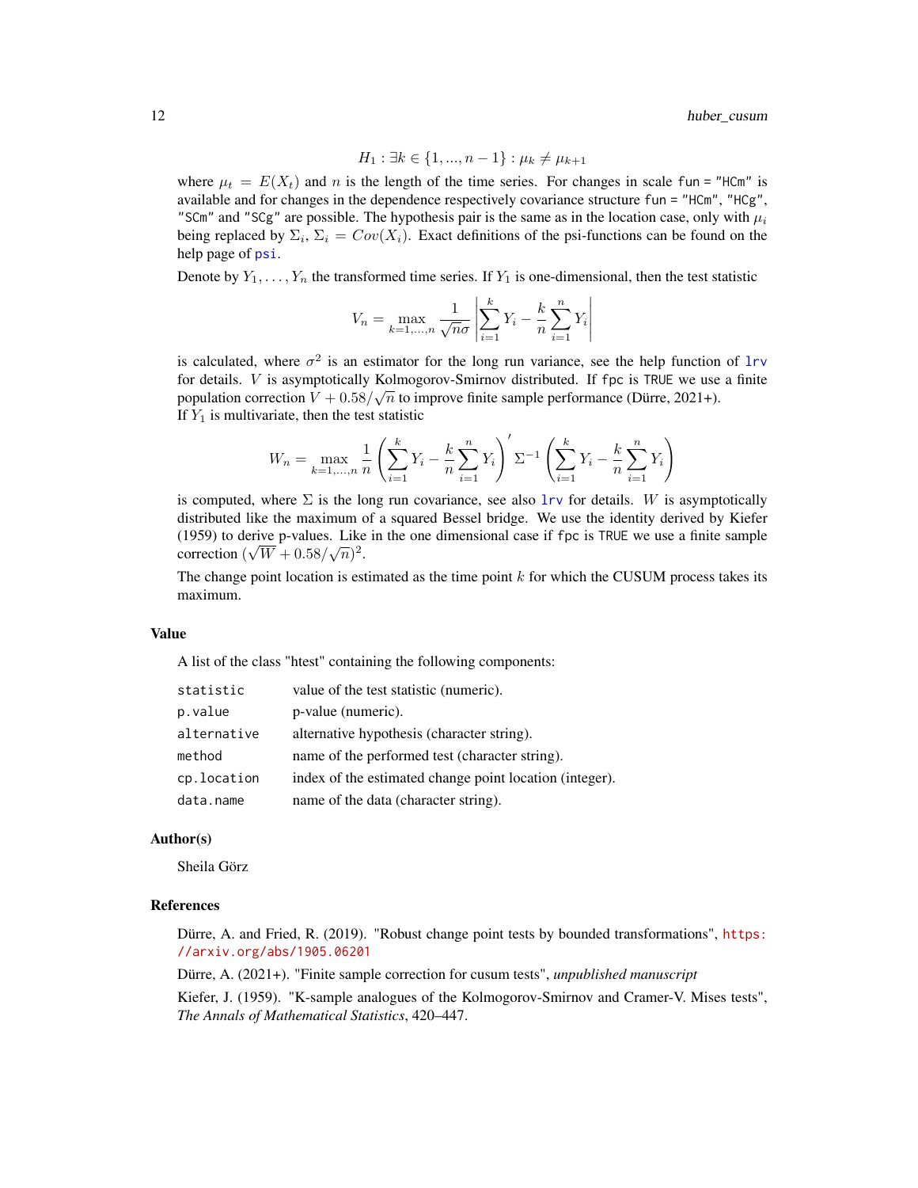$$H_1 : \exists k \in \{1, ..., n-1\} : \mu_k \neq \mu_{k+1}$$

where $\mu_t = E(X_t)$ and $n$ is the length of the time series. For changes in scale `fun = "HCm"` is available and for changes in the dependence respectively covariance structure `fun = "HCm"`, `"HCg"`, `"SCm"` and `"SCg"` are possible. The hypothesis pair is the same as in the location case, only with $\mu_i$ being replaced by $\Sigma_i$, $\Sigma_i = Cov(X_i)$. Exact definitions of the psi-functions can be found on the help page of `psi`.

Denote by $Y_1, \ldots, Y_n$ the transformed time series. If $Y_1$ is one-dimensional, then the test statistic

$$V_n = \max_{k=1,\ldots,n} \frac{1}{\sqrt{n}\sigma} \left| \sum_{i=1}^{k} Y_i - \frac{k}{n} \sum_{i=1}^{n} Y_i \right|$$

is calculated, where $\sigma^2$ is an estimator for the long run variance, see the help function of `lrv` for details. $V$ is asymptotically Kolmogorov-Smirnov distributed. If `fpc` is `TRUE` we use a finite population correction $V + 0.58/\sqrt{n}$ to improve finite sample performance (Dürre, 2021+).
If $Y_1$ is multivariate, then the test statistic

$$W_n = \max_{k=1,\ldots,n} \frac{1}{n} \left( \sum_{i=1}^{k} Y_i - \frac{k}{n} \sum_{i=1}^{n} Y_i \right)' \Sigma^{-1} \left( \sum_{i=1}^{k} Y_i - \frac{k}{n} \sum_{i=1}^{n} Y_i \right)$$

is computed, where $\Sigma$ is the long run covariance, see also `lrv` for details. $W$ is asymptotically distributed like the maximum of a squared Bessel bridge. We use the identity derived by Kiefer (1959) to derive p-values. Like in the one dimensional case if `fpc` is `TRUE` we use a finite sample correction $(\sqrt{W} + 0.58/\sqrt{n})^2$.

The change point location is estimated as the time point $k$ for which the CUSUM process takes its maximum.

## Value

A list of the class "htest" containing the following components:

| | |
|---|---|
| `statistic` | value of the test statistic (numeric). |
| `p.value` | p-value (numeric). |
| `alternative` | alternative hypothesis (character string). |
| `method` | name of the performed test (character string). |
| `cp.location` | index of the estimated change point location (integer). |
| `data.name` | name of the data (character string). |

## Author(s)

Sheila Görz

## References

Dürre, A. and Fried, R. (2019). "Robust change point tests by bounded transformations", https://arxiv.org/abs/1905.06201

Dürre, A. (2021+). "Finite sample correction for cusum tests", *unpublished manuscript*

Kiefer, J. (1959). "K-sample analogues of the Kolmogorov-Smirnov and Cramer-V. Mises tests", *The Annals of Mathematical Statistics*, 420–447.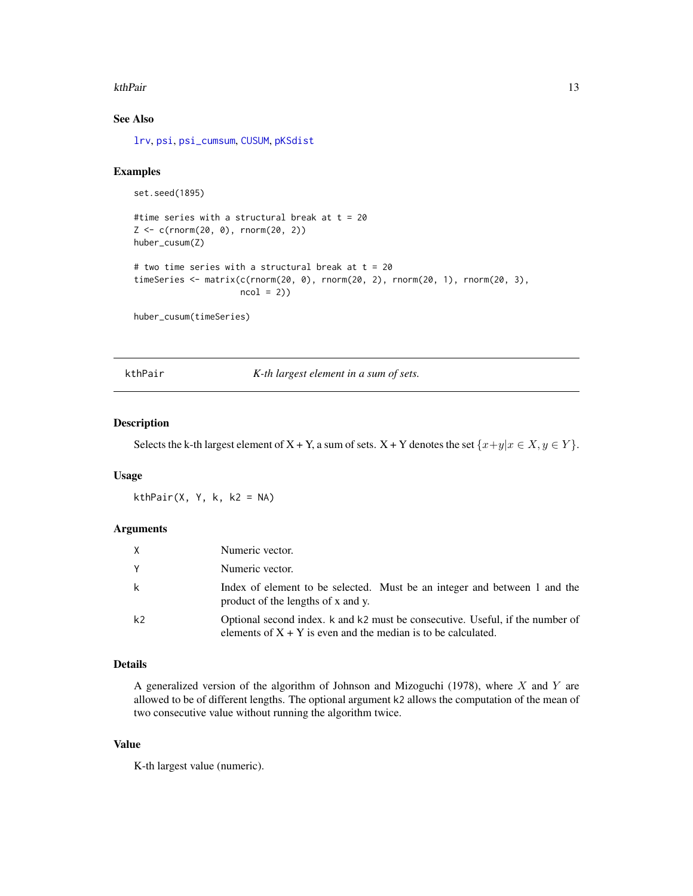## See Also

lrv, psi, psi_cumsum, CUSUM, pKSdist

## Examples

```
set.seed(1895)

#time series with a structural break at t = 20
Z <- c(rnorm(20, 0), rnorm(20, 2))
huber_cusum(Z)

# two time series with a structural break at t = 20
timeSeries <- matrix(c(rnorm(20, 0), rnorm(20, 2), rnorm(20, 1), rnorm(20, 3),
                       ncol = 2))

huber_cusum(timeSeries)
```

---

# kthPair — *K-th largest element in a sum of sets.*

---

## Description

Selects the k-th largest element of X + Y, a sum of sets. X + Y denotes the set $\{x + y | x \in X, y \in Y\}$.

## Usage

```
kthPair(X, Y, k, k2 = NA)
```

## Arguments

| | |
|---|---|
| X | Numeric vector. |
| Y | Numeric vector. |
| k | Index of element to be selected. Must be an integer and between 1 and the product of the lengths of x and y. |
| k2 | Optional second index. k and k2 must be consecutive. Useful, if the number of elements of X + Y is even and the median is to be calculated. |

## Details

A generalized version of the algorithm of Johnson and Mizoguchi (1978), where $X$ and $Y$ are allowed to be of different lengths. The optional argument k2 allows the computation of the mean of two consecutive value without running the algorithm twice.

## Value

K-th largest value (numeric).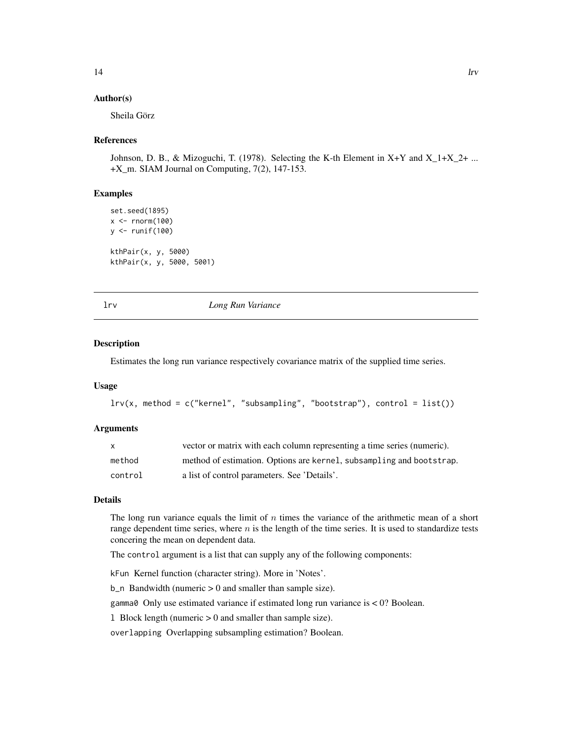### Author(s)

Sheila Görz

### References

Johnson, D. B., & Mizoguchi, T. (1978). Selecting the K-th Element in X+Y and X_1+X_2+ ... +X_m. SIAM Journal on Computing, 7(2), 147-153.

### Examples

```
set.seed(1895)
x <- rnorm(100)
y <- runif(100)

kthPair(x, y, 5000)
kthPair(x, y, 5000, 5001)
```

---

## lrv *Long Run Variance*

---

### Description

Estimates the long run variance respectively covariance matrix of the supplied time series.

### Usage

```
lrv(x, method = c("kernel", "subsampling", "bootstrap"), control = list())
```

### Arguments

| | |
|---|---|
| x | vector or matrix with each column representing a time series (numeric). |
| method | method of estimation. Options are kernel, subsampling and bootstrap. |
| control | a list of control parameters. See 'Details'. |

### Details

The long run variance equals the limit of $n$ times the variance of the arithmetic mean of a short range dependent time series, where $n$ is the length of the time series. It is used to standardize tests concering the mean on dependent data.

The control argument is a list that can supply any of the following components:

kFun Kernel function (character string). More in 'Notes'.

b_n Bandwidth (numeric > 0 and smaller than sample size).

gamma0 Only use estimated variance if estimated long run variance is < 0? Boolean.

l Block length (numeric > 0 and smaller than sample size).

overlapping Overlapping subsampling estimation? Boolean.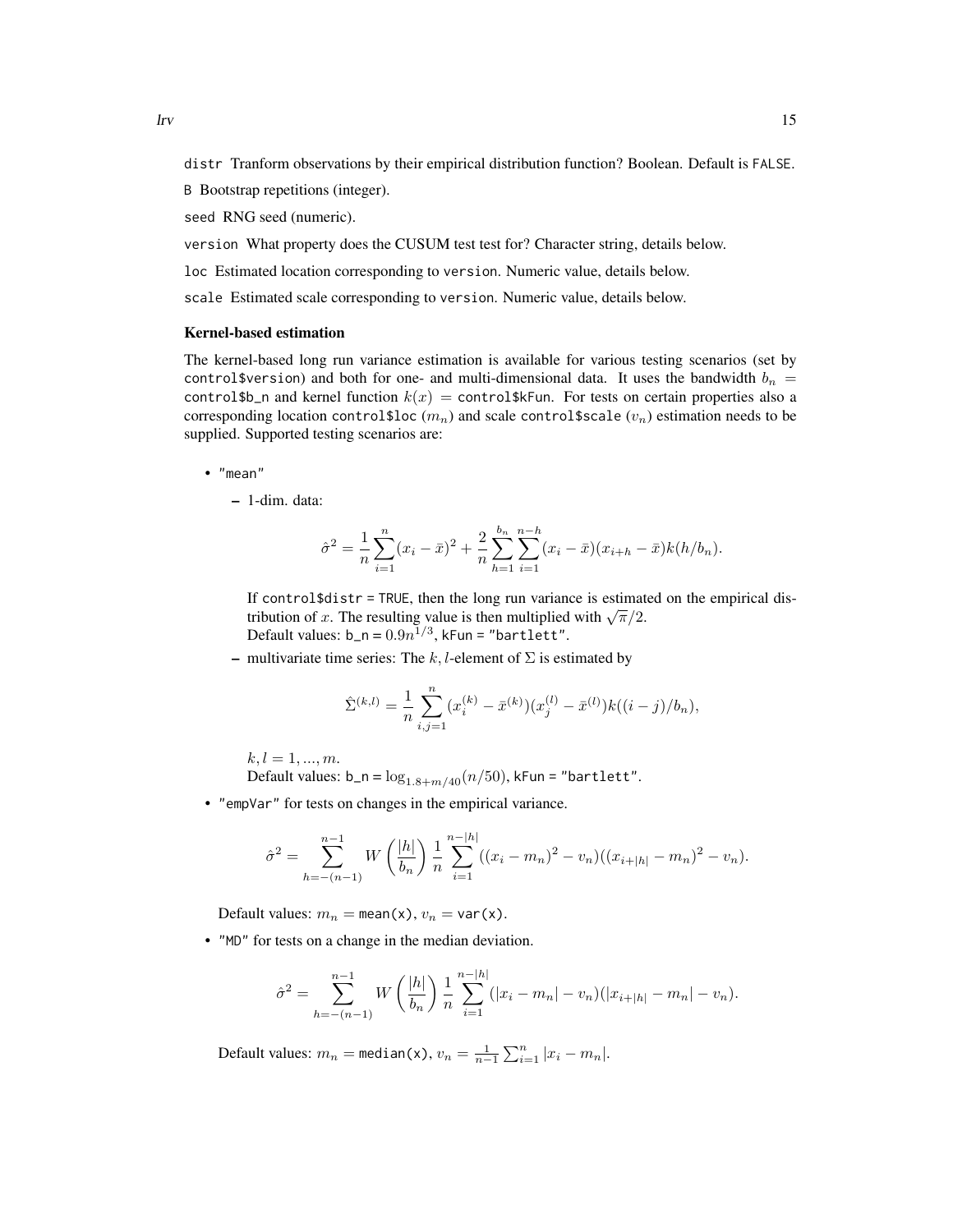distr Tranform observations by their empirical distribution function? Boolean. Default is FALSE.

B Bootstrap repetitions (integer).

seed RNG seed (numeric).

version What property does the CUSUM test test for? Character string, details below.

loc Estimated location corresponding to version. Numeric value, details below.

scale Estimated scale corresponding to version. Numeric value, details below.

### Kernel-based estimation

The kernel-based long run variance estimation is available for various testing scenarios (set by control$version) and both for one- and multi-dimensional data. It uses the bandwidth $b_n =$ control$b_n and kernel function $k(x) =$ control$kFun. For tests on certain properties also a corresponding location control$loc ($m_n$) and scale control$scale ($v_n$) estimation needs to be supplied. Supported testing scenarios are:

- "mean"
  - 1-dim. data:

    $$\hat{\sigma}^2 = \frac{1}{n}\sum_{i=1}^{n}(x_i - \bar{x})^2 + \frac{2}{n}\sum_{h=1}^{b_n}\sum_{i=1}^{n-h}(x_i - \bar{x})(x_{i+h} - \bar{x})k(h/b_n).$$

    If control$distr = TRUE, then the long run variance is estimated on the empirical distribution of $x$. The resulting value is then multiplied with $\sqrt{\pi}/2$.
    Default values: b_n = $0.9n^{1/3}$, kFun = "bartlett".
  - multivariate time series: The $k, l$-element of $\Sigma$ is estimated by

    $$\hat{\Sigma}^{(k,l)} = \frac{1}{n}\sum_{i,j=1}^{n}(x_i^{(k)} - \bar{x}^{(k)})(x_j^{(l)} - \bar{x}^{(l)})k((i-j)/b_n),$$

    $k, l = 1, ..., m.$
    Default values: b_n = $\log_{1.8+m/40}(n/50)$, kFun = "bartlett".
- "empVar" for tests on changes in the empirical variance.

  $$\hat{\sigma}^2 = \sum_{h=-(n-1)}^{n-1} W\left(\frac{|h|}{b_n}\right)\frac{1}{n}\sum_{i=1}^{n-|h|}((x_i - m_n)^2 - v_n)((x_{i+|h|} - m_n)^2 - v_n).$$

  Default values: $m_n =$ mean(x), $v_n =$ var(x).
- "MD" for tests on a change in the median deviation.

  $$\hat{\sigma}^2 = \sum_{h=-(n-1)}^{n-1} W\left(\frac{|h|}{b_n}\right)\frac{1}{n}\sum_{i=1}^{n-|h|}(|x_i - m_n| - v_n)(|x_{i+|h|} - m_n| - v_n).$$

  Default values: $m_n =$ median(x), $v_n = \frac{1}{n-1}\sum_{i=1}^{n}|x_i - m_n|$.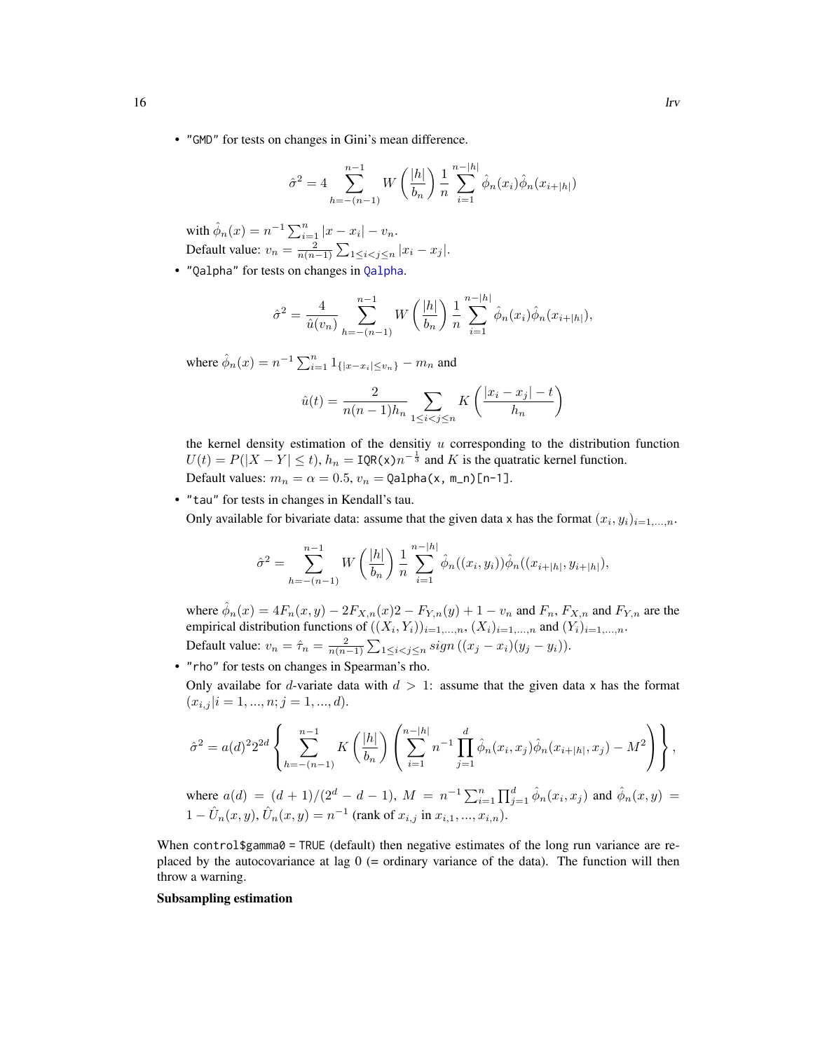- "GMD" for tests on changes in Gini's mean difference.

$$\hat{\sigma}^2 = 4 \sum_{h=-(n-1)}^{n-1} W\left(\frac{|h|}{b_n}\right) \frac{1}{n} \sum_{i=1}^{n-|h|} \hat{\phi}_n(x_i)\hat{\phi}_n(x_{i+|h|})$$

  with $\hat{\phi}_n(x) = n^{-1}\sum_{i=1}^n |x - x_i| - v_n$.
  Default value: $v_n = \frac{2}{n(n-1)} \sum_{1 \le i < j \le n} |x_i - x_j|$.

- "Qalpha" for tests on changes in Qalpha.

$$\hat{\sigma}^2 = \frac{4}{\hat{u}(v_n)} \sum_{h=-(n-1)}^{n-1} W\left(\frac{|h|}{b_n}\right) \frac{1}{n} \sum_{i=1}^{n-|h|} \hat{\phi}_n(x_i)\hat{\phi}_n(x_{i+|h|}),$$

  where $\hat{\phi}_n(x) = n^{-1}\sum_{i=1}^n 1_{\{|x-x_i| \le v_n\}} - m_n$ and

$$\hat{u}(t) = \frac{2}{n(n-1)h_n} \sum_{1 \le i < j \le n} K\left(\frac{|x_i - x_j| - t}{h_n}\right)$$

  the kernel density estimation of the densitiy $u$ corresponding to the distribution function $U(t) = P(|X - Y| \le t)$, $h_n =$ IQR(x)$n^{-\frac{1}{3}}$ and $K$ is the quatratic kernel function.
  Default values: $m_n = \alpha = 0.5$, $v_n =$ Qalpha(x, m_n)[n-1].

- "tau" for tests in changes in Kendall's tau.
  Only available for bivariate data: assume that the given data x has the format $(x_i, y_i)_{i=1,...,n}$.

$$\hat{\sigma}^2 = \sum_{h=-(n-1)}^{n-1} W\left(\frac{|h|}{b_n}\right) \frac{1}{n} \sum_{i=1}^{n-|h|} \hat{\phi}_n((x_i, y_i))\hat{\phi}_n((x_{i+|h|}, y_{i+|h|}),$$

  where $\hat{\phi}_n(x) = 4F_n(x, y) - 2F_{X,n}(x)2 - F_{Y,n}(y) + 1 - v_n$ and $F_n$, $F_{X,n}$ and $F_{Y,n}$ are the empirical distribution functions of $((X_i, Y_i))_{i=1,...,n}$, $(X_i)_{i=1,...,n}$ and $(Y_i)_{i=1,...,n}$.
  Default value: $v_n = \hat{\tau}_n = \frac{2}{n(n-1)} \sum_{1 \le i < j \le n} sign\left((x_j - x_i)(y_j - y_i)\right)$.

- "rho" for tests on changes in Spearman's rho.
  Only availabe for $d$-variate data with $d > 1$: assume that the given data x has the format $(x_{i,j} | i = 1, ..., n; j = 1, ..., d)$.

$$\hat{\sigma}^2 = a(d)^2 2^{2d} \left\{ \sum_{h=-(n-1)}^{n-1} K\left(\frac{|h|}{b_n}\right) \left( \sum_{i=1}^{n-|h|} n^{-1} \prod_{j=1}^{d} \hat{\phi}_n(x_i, x_j)\hat{\phi}_n(x_{i+|h|}, x_j) - M^2 \right) \right\},$$

  where $a(d) = (d+1)/(2^d - d - 1)$, $M = n^{-1}\sum_{i=1}^n \prod_{j=1}^d \hat{\phi}_n(x_i, x_j)$ and $\hat{\phi}_n(x, y) = 1 - \hat{U}_n(x, y)$, $\hat{U}_n(x, y) = n^{-1}$ (rank of $x_{i,j}$ in $x_{i,1}, ..., x_{i,n}$).

When control$gamma0 = TRUE (default) then negative estimates of the long run variance are replaced by the autocovariance at lag 0 (= ordinary variance of the data). The function will then throw a warning.

**Subsampling estimation**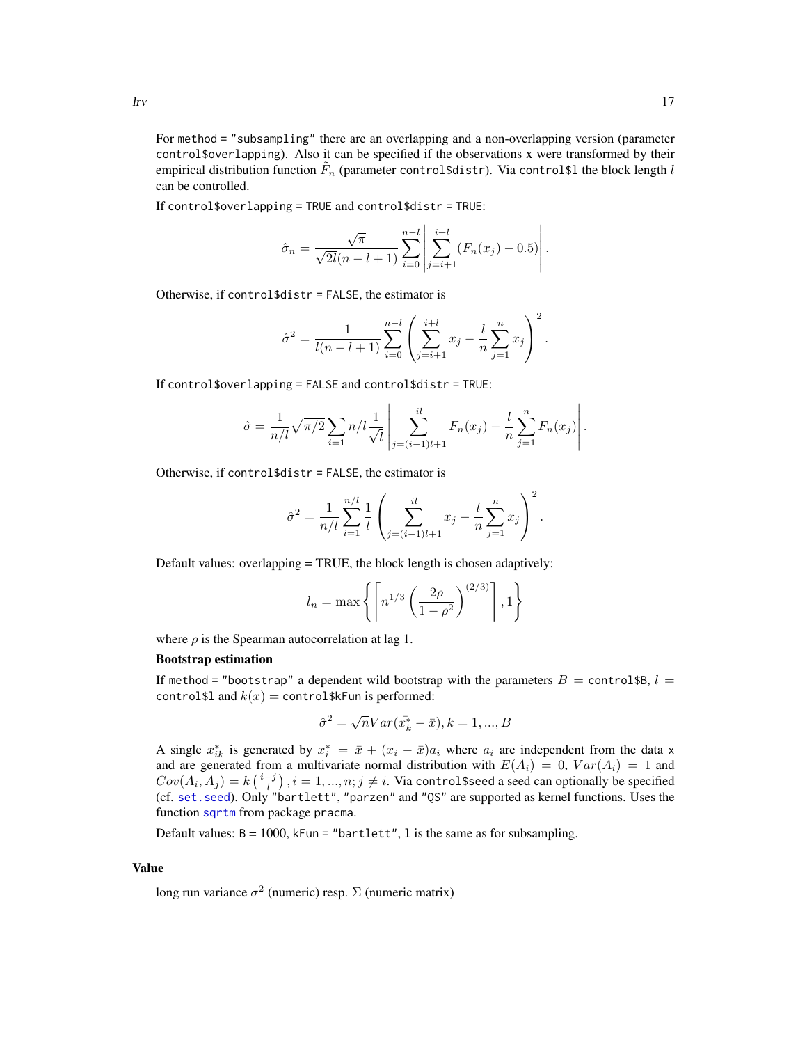For method = "subsampling" there are an overlapping and a non-overlapping version (parameter control$overlapping). Also it can be specified if the observations x were transformed by their empirical distribution function $\tilde{F}_n$ (parameter control$distr). Via control$l the block length $l$ can be controlled.

If control$overlapping = TRUE and control$distr = TRUE:

$$\hat{\sigma}_n = \frac{\sqrt{\pi}}{\sqrt{2l}(n-l+1)} \sum_{i=0}^{n-l} \left| \sum_{j=i+1}^{i+l} (F_n(x_j) - 0.5) \right|.$$

Otherwise, if control$distr = FALSE, the estimator is

$$\hat{\sigma}^2 = \frac{1}{l(n-l+1)} \sum_{i=0}^{n-l} \left( \sum_{j=i+1}^{i+l} x_j - \frac{l}{n} \sum_{j=1}^{n} x_j \right)^2.$$

If control$overlapping = FALSE and control$distr = TRUE:

$$\hat{\sigma} = \frac{1}{n/l} \sqrt{\pi/2} \sum_{i=1} n/l \frac{1}{\sqrt{l}} \left| \sum_{j=(i-1)l+1}^{il} F_n(x_j) - \frac{l}{n} \sum_{j=1}^{n} F_n(x_j) \right|.$$

Otherwise, if control$distr = FALSE, the estimator is

$$\hat{\sigma}^2 = \frac{1}{n/l} \sum_{i=1}^{n/l} \frac{1}{l} \left( \sum_{j=(i-1)l+1}^{il} x_j - \frac{l}{n} \sum_{j=1}^{n} x_j \right)^2.$$

Default values: overlapping = TRUE, the block length is chosen adaptively:

$$l_n = \max \left\{ \left\lceil n^{1/3} \left( \frac{2\rho}{1-\rho^2} \right)^{(2/3)} \right\rceil, 1 \right\}$$

where $\rho$ is the Spearman autocorrelation at lag 1.

**Bootstrap estimation**

If method = "bootstrap" a dependent wild bootstrap with the parameters $B$ = control$B, $l$ = control$l and $k(x)$ = control$kFun is performed:

$$\hat{\sigma}^2 = \sqrt{n} Var(\bar{x_k^*} - \bar{x}), k = 1, ..., B$$

A single $x_{ik}^*$ is generated by $x_i^* = \bar{x} + (x_i - \bar{x})a_i$ where $a_i$ are independent from the data x and are generated from a multivariate normal distribution with $E(A_i) = 0$, $Var(A_i) = 1$ and $Cov(A_i, A_j) = k\left(\frac{i-j}{l}\right), i = 1, ..., n; j \neq i$. Via control$seed a seed can optionally be specified (cf. set.seed). Only "bartlett", "parzen" and "QS" are supported as kernel functions. Uses the function sqrtm from package pracma.

Default values: B = 1000, kFun = "bartlett", l is the same as for subsampling.

## Value

long run variance $\sigma^2$ (numeric) resp. $\Sigma$ (numeric matrix)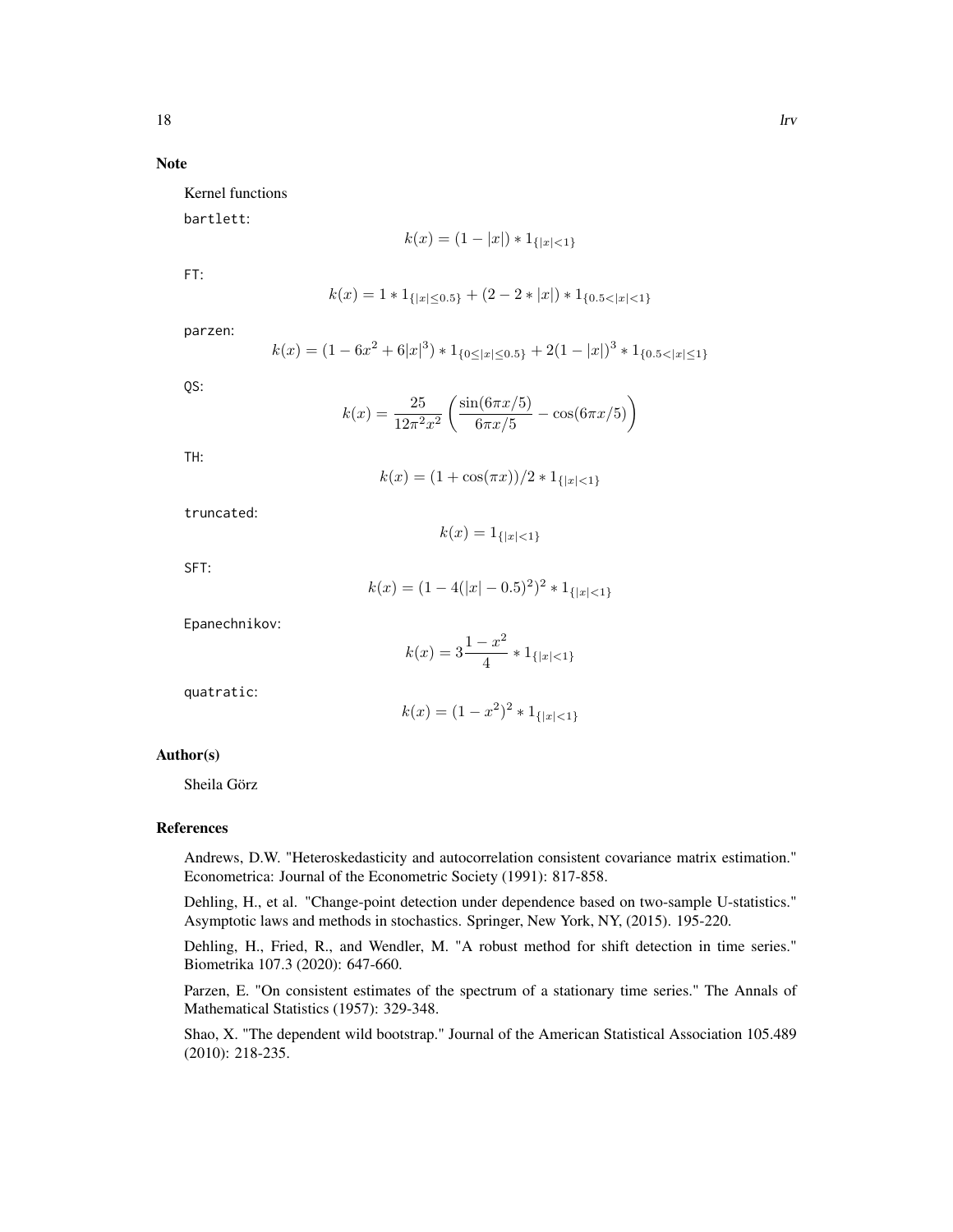## Note

Kernel functions

`bartlett`:

$$k(x) = (1 - |x|) * 1_{\{|x|<1\}}$$

`FT`:

$$k(x) = 1 * 1_{\{|x| \leq 0.5\}} + (2 - 2 * |x|) * 1_{\{0.5<|x|<1\}}$$

`parzen`:

$$k(x) = (1 - 6x^2 + 6|x|^3) * 1_{\{0 \leq |x| \leq 0.5\}} + 2(1 - |x|)^3 * 1_{\{0.5<|x| \leq 1\}}$$

`QS`:

$$k(x) = \frac{25}{12\pi^2 x^2} \left( \frac{\sin(6\pi x/5)}{6\pi x/5} - \cos(6\pi x/5) \right)$$

`TH`:

$$k(x) = (1 + \cos(\pi x))/2 * 1_{\{|x|<1\}}$$

`truncated`:

$$k(x) = 1_{\{|x|<1\}}$$

`SFT`:

$$k(x) = (1 - 4(|x| - 0.5)^2)^2 * 1_{\{|x|<1\}}$$

`Epanechnikov`:

$$k(x) = 3\frac{1 - x^2}{4} * 1_{\{|x|<1\}}$$

`quatratic`:

$$k(x) = (1 - x^2)^2 * 1_{\{|x|<1\}}$$

## Author(s)

Sheila Görz

## References

Andrews, D.W. "Heteroskedasticity and autocorrelation consistent covariance matrix estimation." Econometrica: Journal of the Econometric Society (1991): 817-858.

Dehling, H., et al. "Change-point detection under dependence based on two-sample U-statistics." Asymptotic laws and methods in stochastics. Springer, New York, NY, (2015). 195-220.

Dehling, H., Fried, R., and Wendler, M. "A robust method for shift detection in time series." Biometrika 107.3 (2020): 647-660.

Parzen, E. "On consistent estimates of the spectrum of a stationary time series." The Annals of Mathematical Statistics (1957): 329-348.

Shao, X. "The dependent wild bootstrap." Journal of the American Statistical Association 105.489 (2010): 218-235.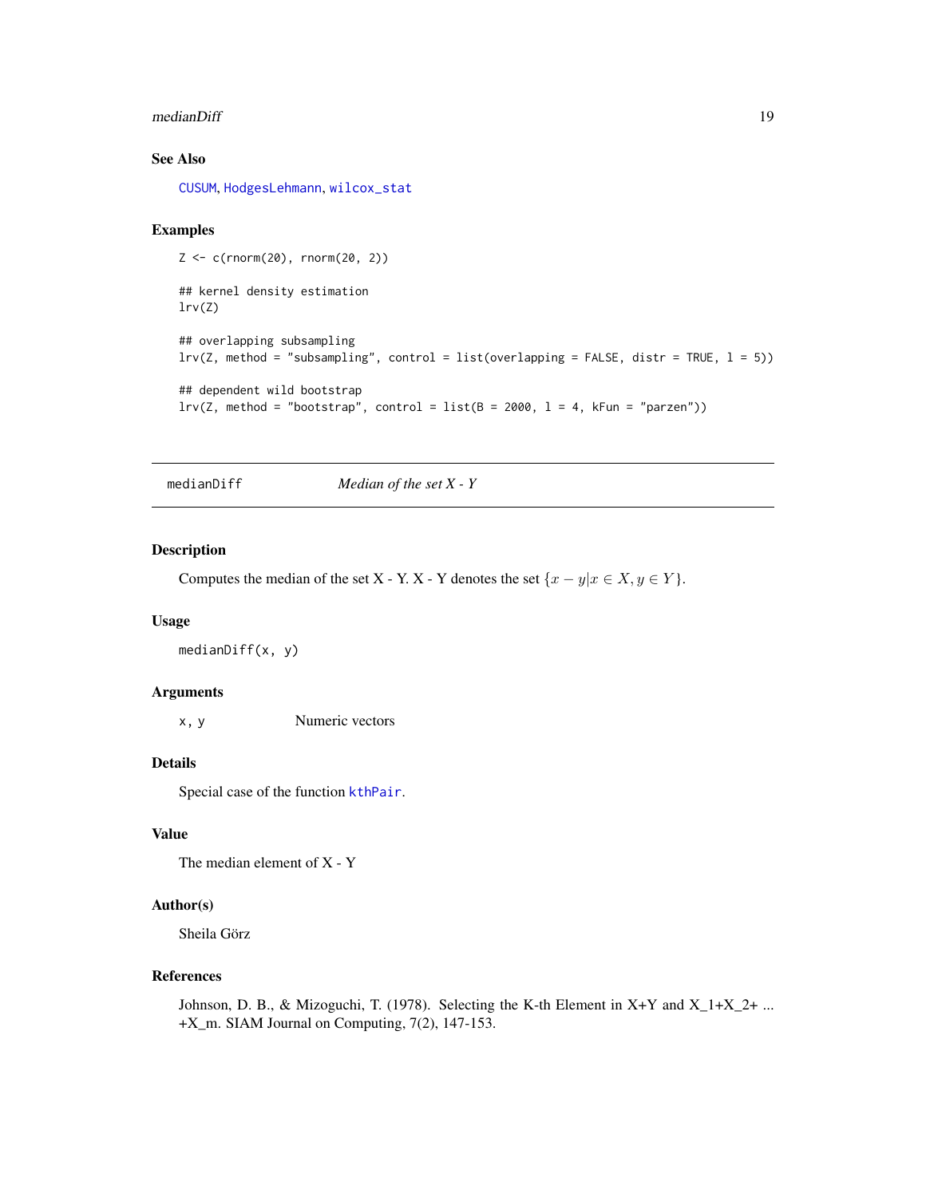### See Also

CUSUM, HodgesLehmann, wilcox_stat

### Examples

```
Z <- c(rnorm(20), rnorm(20, 2))

## kernel density estimation
lrv(Z)

## overlapping subsampling
lrv(Z, method = "subsampling", control = list(overlapping = FALSE, distr = TRUE, l = 5))

## dependent wild bootstrap
lrv(Z, method = "bootstrap", control = list(B = 2000, l = 4, kFun = "parzen"))
```

---

## medianDiff — *Median of the set X - Y*

### Description

Computes the median of the set X - Y. X - Y denotes the set $\{x - y | x \in X, y \in Y\}$.

### Usage

```
medianDiff(x, y)
```

### Arguments

| | |
|---|---|
| x, y | Numeric vectors |

### Details

Special case of the function kthPair.

### Value

The median element of X - Y

### Author(s)

Sheila Görz

### References

Johnson, D. B., & Mizoguchi, T. (1978). Selecting the K-th Element in X+Y and X_1+X_2+ ... +X_m. SIAM Journal on Computing, 7(2), 147-153.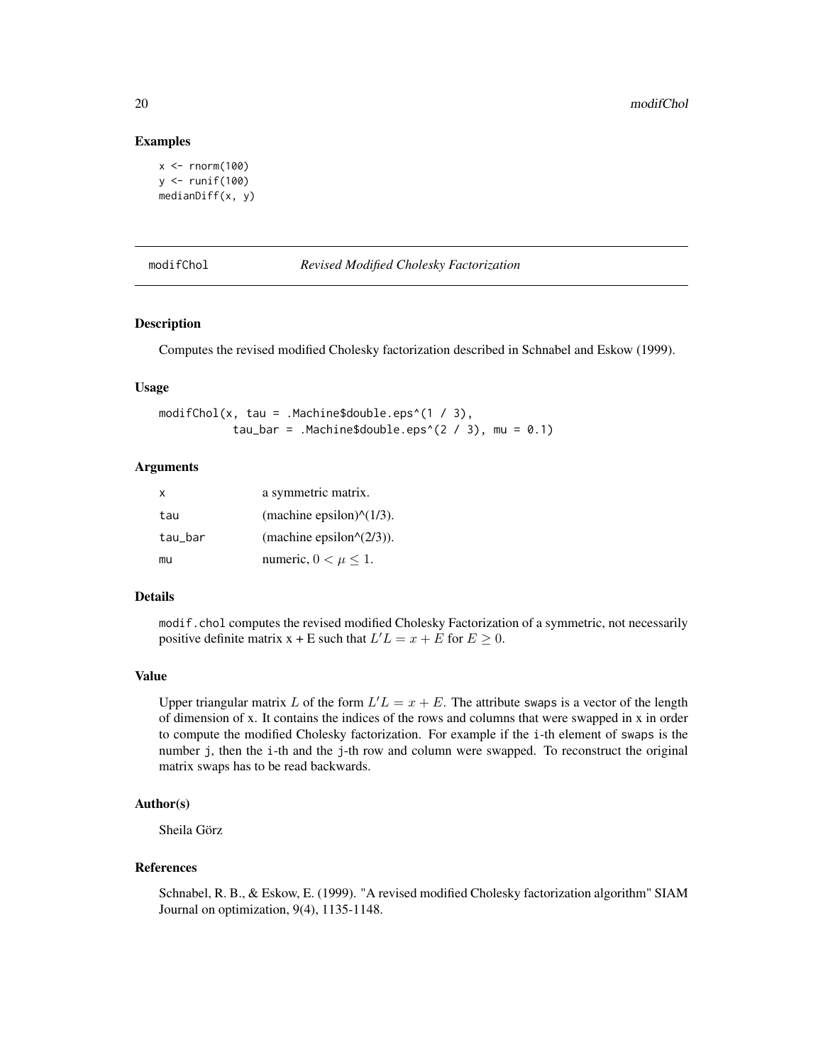## Examples

```
x <- rnorm(100)
y <- runif(100)
medianDiff(x, y)
```

---

# modifChol *Revised Modified Cholesky Factorization*

---

### Description

Computes the revised modified Cholesky factorization described in Schnabel and Eskow (1999).

### Usage

```
modifChol(x, tau = .Machine$double.eps^(1 / 3),
          tau_bar = .Machine$double.eps^(2 / 3), mu = 0.1)
```

### Arguments

| | |
|---|---|
| x | a symmetric matrix. |
| tau | (machine epsilon)^(1/3). |
| tau_bar | (machine epsilon^(2/3)). |
| mu | numeric, $0 < \mu \leq 1$. |

### Details

`modif.chol` computes the revised modified Cholesky Factorization of a symmetric, not necessarily positive definite matrix x + E such that $L'L = x + E$ for $E \geq 0$.

### Value

Upper triangular matrix $L$ of the form $L'L = x + E$. The attribute `swaps` is a vector of the length of dimension of x. It contains the indices of the rows and columns that were swapped in x in order to compute the modified Cholesky factorization. For example if the `i`-th element of `swaps` is the number `j`, then the `i`-th and the `j`-th row and column were swapped. To reconstruct the original matrix swaps has to be read backwards.

### Author(s)

Sheila Görz

### References

Schnabel, R. B., & Eskow, E. (1999). "A revised modified Cholesky factorization algorithm" SIAM Journal on optimization, 9(4), 1135-1148.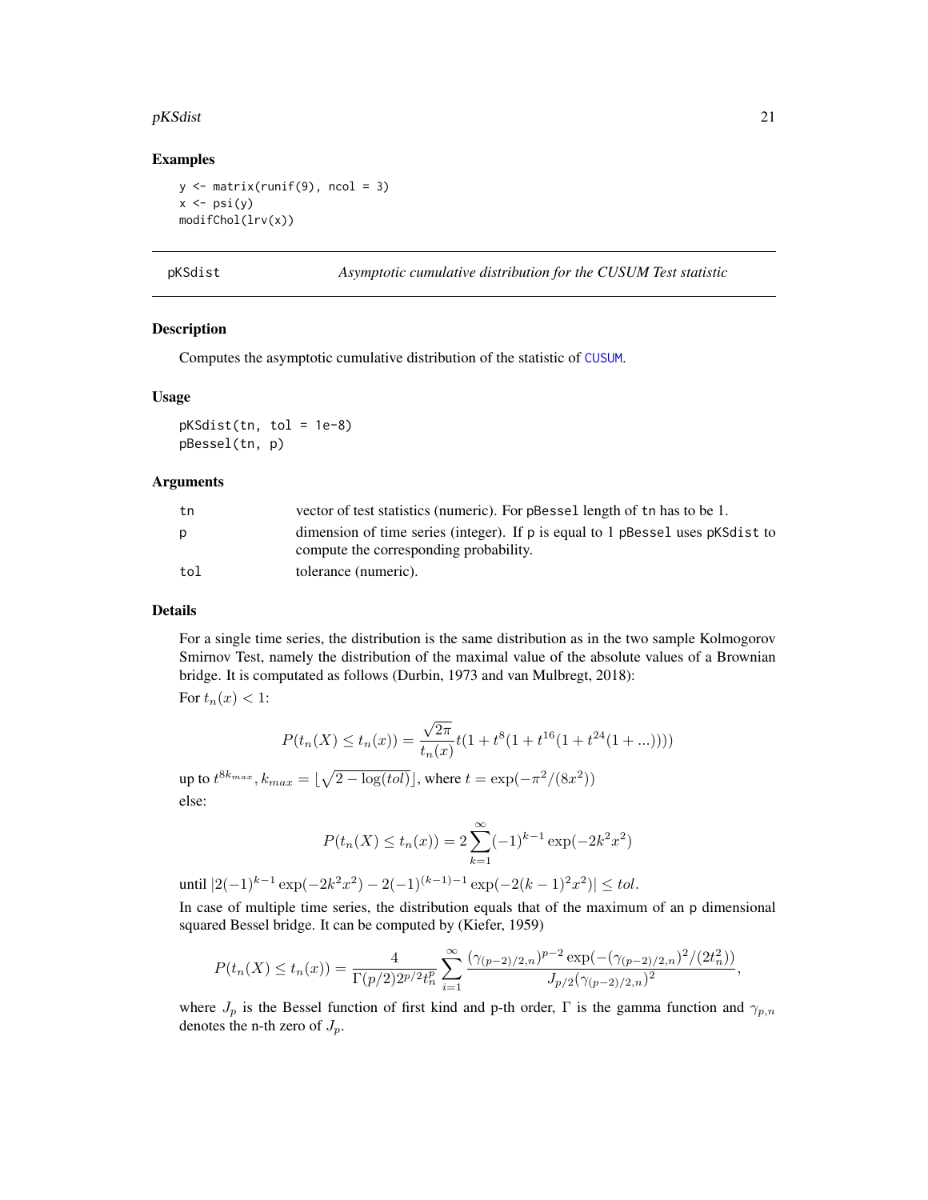### Examples

```
y <- matrix(runif(9), ncol = 3)
x <- psi(y)
modifChol(lrv(x))
```

---

## pKSdist — *Asymptotic cumulative distribution for the CUSUM Test statistic*

### Description

Computes the asymptotic cumulative distribution of the statistic of CUSUM.

### Usage

```
pKSdist(tn, tol = 1e-8)
pBessel(tn, p)
```

### Arguments

| | |
|---|---|
| tn | vector of test statistics (numeric). For pBessel length of tn has to be 1. |
| p | dimension of time series (integer). If p is equal to 1 pBessel uses pKSdist to compute the corresponding probability. |
| tol | tolerance (numeric). |

### Details

For a single time series, the distribution is the same distribution as in the two sample Kolmogorov Smirnov Test, namely the distribution of the maximal value of the absolute values of a Brownian bridge. It is computated as follows (Durbin, 1973 and van Mulbregt, 2018):

For $t_n(x) < 1$:

$$P(t_n(X) \leq t_n(x)) = \frac{\sqrt{2\pi}}{t_n(x)} t(1 + t^8(1 + t^{16}(1 + t^{24}(1 + ...))))$$

up to $t^{8k_{max}}$, $k_{max} = \lfloor \sqrt{2 - \log(tol)} \rfloor$, where $t = \exp(-\pi^2/(8x^2))$

else:

$$P(t_n(X) \leq t_n(x)) = 2\sum_{k=1}^{\infty}(-1)^{k-1}\exp(-2k^2x^2)$$

until $|2(-1)^{k-1}\exp(-2k^2x^2) - 2(-1)^{(k-1)-1}\exp(-2(k-1)^2x^2)| \leq tol$.

In case of multiple time series, the distribution equals that of the maximum of an p dimensional squared Bessel bridge. It can be computed by (Kiefer, 1959)

$$P(t_n(X) \leq t_n(x)) = \frac{4}{\Gamma(p/2)2^{p/2}t_n^p}\sum_{i=1}^{\infty}\frac{(\gamma_{(p-2)/2,n})^{p-2}\exp(-(\gamma_{(p-2)/2,n})^2/(2t_n^2))}{J_{p/2}(\gamma_{(p-2)/2,n})^2},$$

where $J_p$ is the Bessel function of first kind and p-th order, $\Gamma$ is the gamma function and $\gamma_{p,n}$ denotes the n-th zero of $J_p$.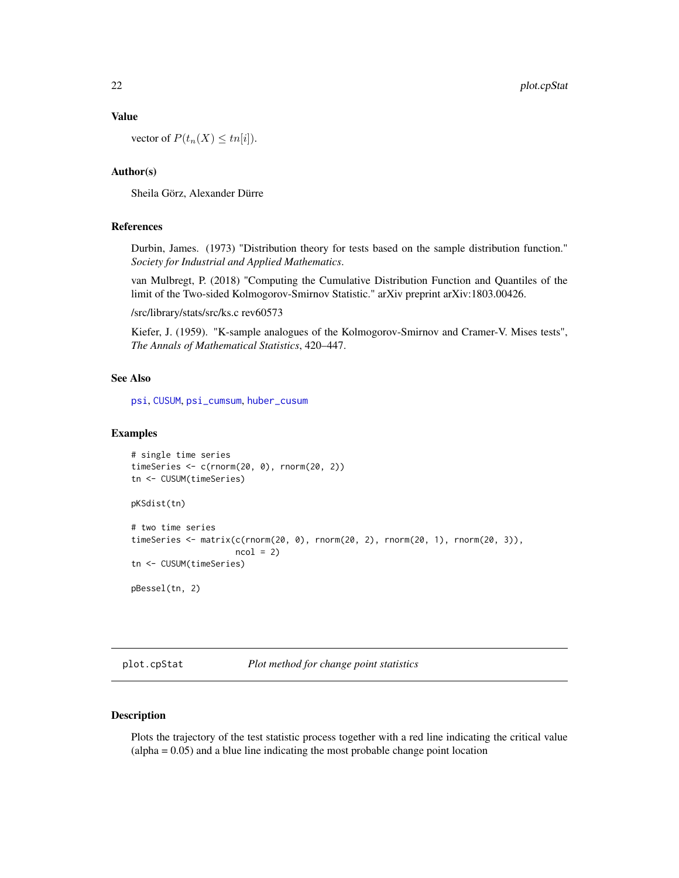### Value

vector of $P(t_n(X) \leq tn[i])$.

### Author(s)

Sheila Görz, Alexander Dürre

### References

Durbin, James. (1973) "Distribution theory for tests based on the sample distribution function." *Society for Industrial and Applied Mathematics*.

van Mulbregt, P. (2018) "Computing the Cumulative Distribution Function and Quantiles of the limit of the Two-sided Kolmogorov-Smirnov Statistic." arXiv preprint arXiv:1803.00426.

/src/library/stats/src/ks.c rev60573

Kiefer, J. (1959). "K-sample analogues of the Kolmogorov-Smirnov and Cramer-V. Mises tests", *The Annals of Mathematical Statistics*, 420–447.

### See Also

psi, CUSUM, psi_cumsum, huber_cusum

### Examples

```
# single time series
timeSeries <- c(rnorm(20, 0), rnorm(20, 2))
tn <- CUSUM(timeSeries)

pKSdist(tn)

# two time series
timeSeries <- matrix(c(rnorm(20, 0), rnorm(20, 2), rnorm(20, 1), rnorm(20, 3)),
                     ncol = 2)
tn <- CUSUM(timeSeries)

pBessel(tn, 2)
```

## plot.cpStat — *Plot method for change point statistics*

### Description

Plots the trajectory of the test statistic process together with a red line indicating the critical value (alpha = 0.05) and a blue line indicating the most probable change point location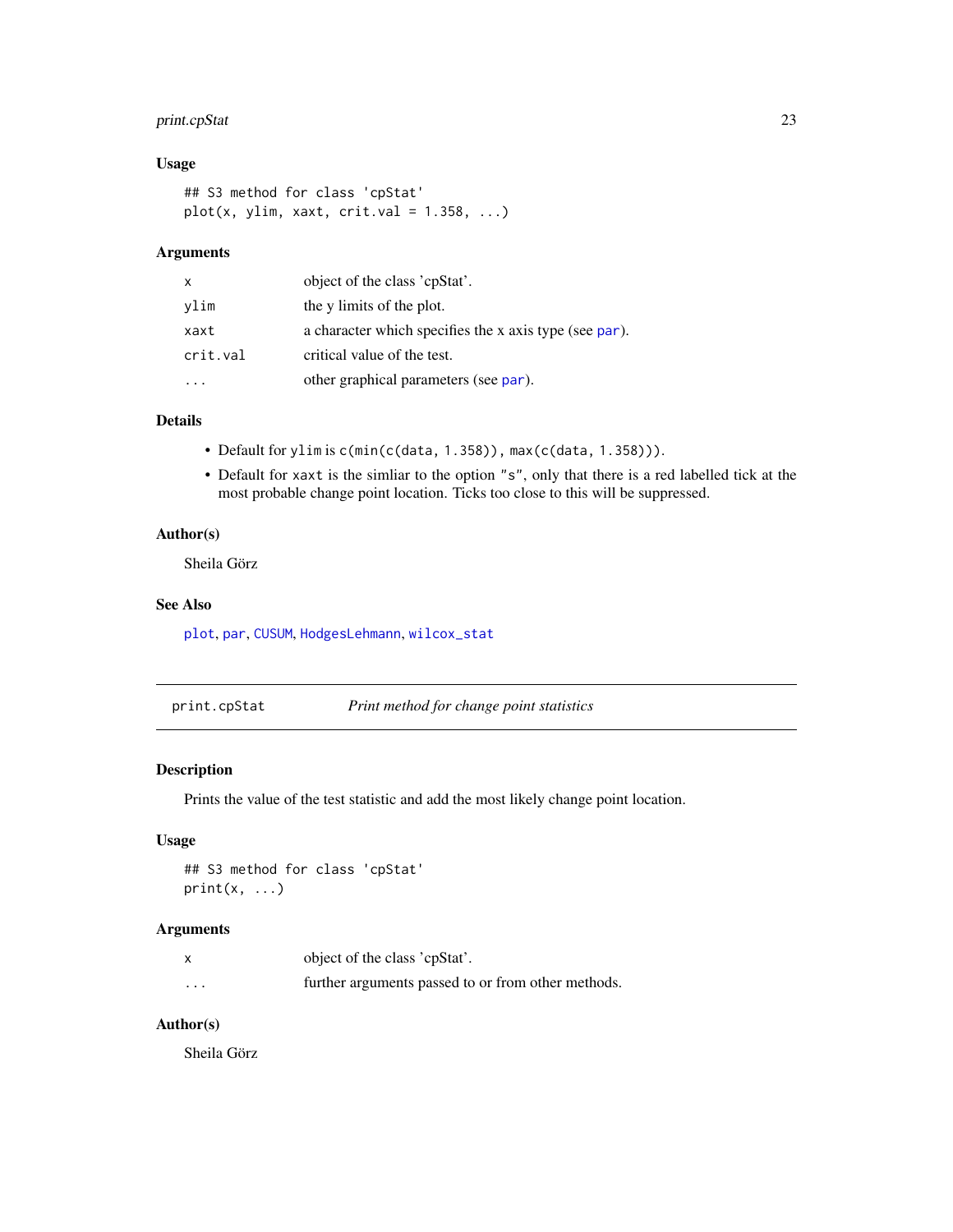### Usage

```
## S3 method for class 'cpStat'
plot(x, ylim, xaxt, crit.val = 1.358, ...)
```

### Arguments

| | |
|---|---|
| x | object of the class 'cpStat'. |
| ylim | the y limits of the plot. |
| xaxt | a character which specifies the x axis type (see par). |
| crit.val | critical value of the test. |
| ... | other graphical parameters (see par). |

### Details

- Default for `ylim` is `c(min(c(data, 1.358)), max(c(data, 1.358)))`.
- Default for `xaxt` is the simliar to the option `"s"`, only that there is a red labelled tick at the most probable change point location. Ticks too close to this will be suppressed.

### Author(s)

Sheila Görz

### See Also

plot, par, CUSUM, HodgesLehmann, wilcox_stat

---

## print.cpStat — *Print method for change point statistics*

### Description

Prints the value of the test statistic and add the most likely change point location.

### Usage

```
## S3 method for class 'cpStat'
print(x, ...)
```

### Arguments

| | |
|---|---|
| x | object of the class 'cpStat'. |
| ... | further arguments passed to or from other methods. |

### Author(s)

Sheila Görz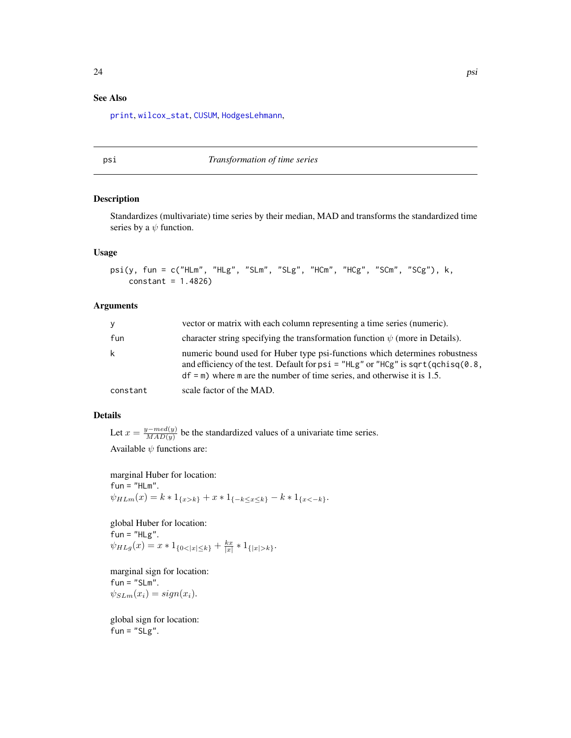## See Also

print, wilcox_stat, CUSUM, HodgesLehmann,

---

psi *Transformation of time series*

---

## Description

Standardizes (multivariate) time series by their median, MAD and transforms the standardized time series by a $\psi$ function.

## Usage

```
psi(y, fun = c("HLm", "HLg", "SLm", "SLg", "HCm", "HCg", "SCm", "SCg"), k,
    constant = 1.4826)
```

## Arguments

| | |
|---|---|
| y | vector or matrix with each column representing a time series (numeric). |
| fun | character string specifying the transformation function $\psi$ (more in Details). |
| k | numeric bound used for Huber type psi-functions which determines robustness and efficiency of the test. Default for `psi = "HLg"` or `"HCg"` is `sqrt(qchisq(0.8, df = m)` where `m` are the number of time series, and otherwise it is 1.5. |
| constant | scale factor of the MAD. |

## Details

Let $x = \frac{y - med(y)}{MAD(y)}$ be the standardized values of a univariate time series.

Available $\psi$ functions are:

marginal Huber for location:
`fun = "HLm"`.
$\psi_{HLm}(x) = k * 1_{\{x>k\}} + x * 1_{\{-k \le x \le k\}} - k * 1_{\{x<-k\}}$.

global Huber for location:
`fun = "HLg"`.
$\psi_{HLg}(x) = x * 1_{\{0<|x| \le k\}} + \frac{kx}{|x|} * 1_{\{|x|>k\}}$.

marginal sign for location:
`fun = "SLm"`.
$\psi_{SLm}(x_i) = sign(x_i)$.

global sign for location:
`fun = "SLg"`.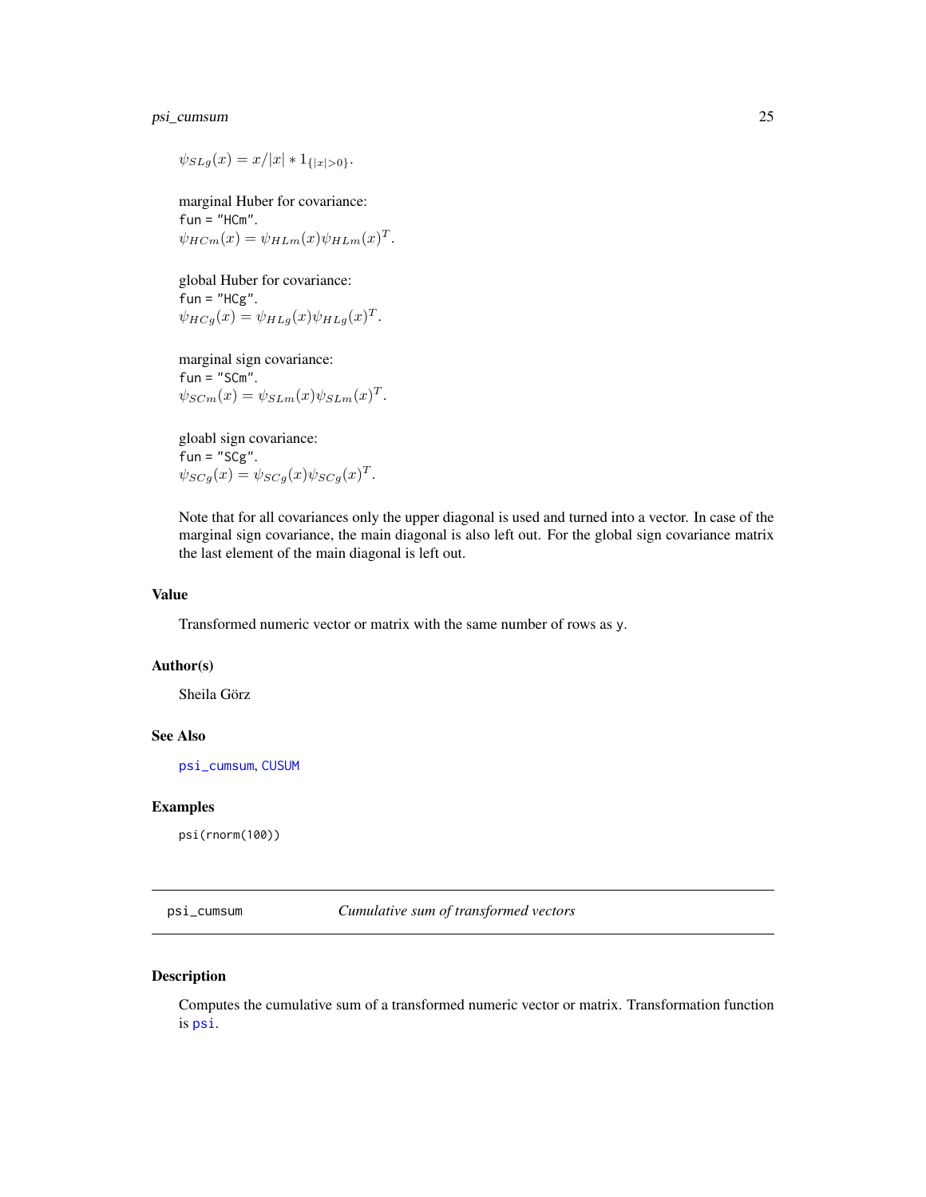$\psi_{SLg}(x) = x/|x| * 1_{\{|x|>0\}}$.

marginal Huber for covariance:
fun = "HCm".
$\psi_{HCm}(x) = \psi_{HLm}(x)\psi_{HLm}(x)^T$.

global Huber for covariance:
fun = "HCg".
$\psi_{HCg}(x) = \psi_{HLg}(x)\psi_{HLg}(x)^T$.

marginal sign covariance:
fun = "SCm".
$\psi_{SCm}(x) = \psi_{SLm}(x)\psi_{SLm}(x)^T$.

gloabl sign covariance:
fun = "SCg".
$\psi_{SCg}(x) = \psi_{SCg}(x)\psi_{SCg}(x)^T$.

Note that for all covariances only the upper diagonal is used and turned into a vector. In case of the marginal sign covariance, the main diagonal is also left out. For the global sign covariance matrix the last element of the main diagonal is left out.

### Value

Transformed numeric vector or matrix with the same number of rows as y.

### Author(s)

Sheila Görz

### See Also

psi_cumsum, CUSUM

### Examples

```
psi(rnorm(100))
```

---

## psi_cumsum *Cumulative sum of transformed vectors*

### Description

Computes the cumulative sum of a transformed numeric vector or matrix. Transformation function is psi.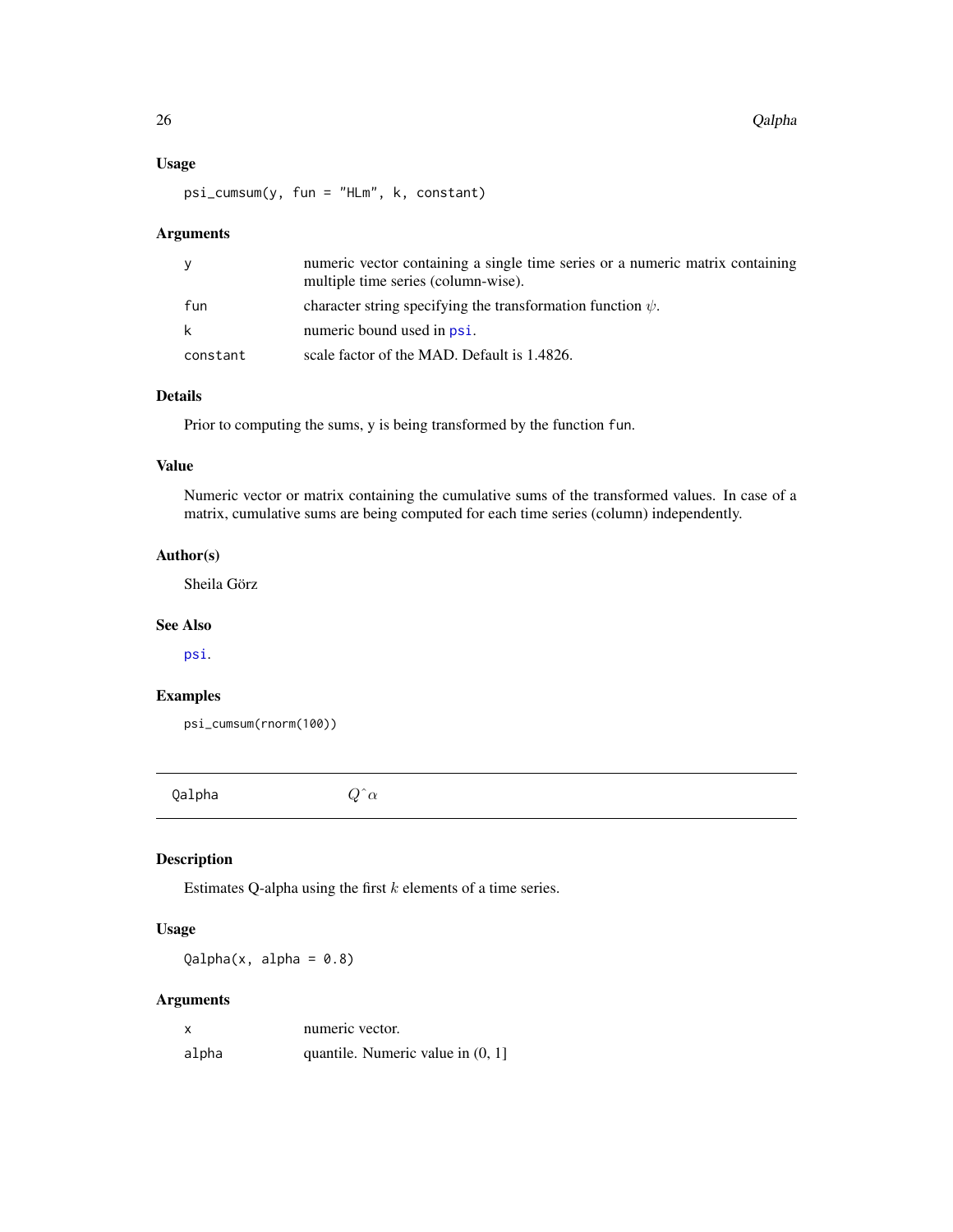### Usage

```
psi_cumsum(y, fun = "HLm", k, constant)
```

### Arguments

| | |
|---|---|
| y | numeric vector containing a single time series or a numeric matrix containing multiple time series (column-wise). |
| fun | character string specifying the transformation function $\psi$. |
| k | numeric bound used in psi. |
| constant | scale factor of the MAD. Default is 1.4826. |

### Details

Prior to computing the sums, y is being transformed by the function fun.

### Value

Numeric vector or matrix containing the cumulative sums of the transformed values. In case of a matrix, cumulative sums are being computed for each time series (column) independently.

### Author(s)

Sheila Görz

### See Also

psi.

### Examples

```
psi_cumsum(rnorm(100))
```

## Qalpha $\quad Q\hat{}\alpha$

### Description

Estimates Q-alpha using the first $k$ elements of a time series.

### Usage

```
Qalpha(x, alpha = 0.8)
```

### Arguments

| | |
|---|---|
| x | numeric vector. |
| alpha | quantile. Numeric value in (0, 1] |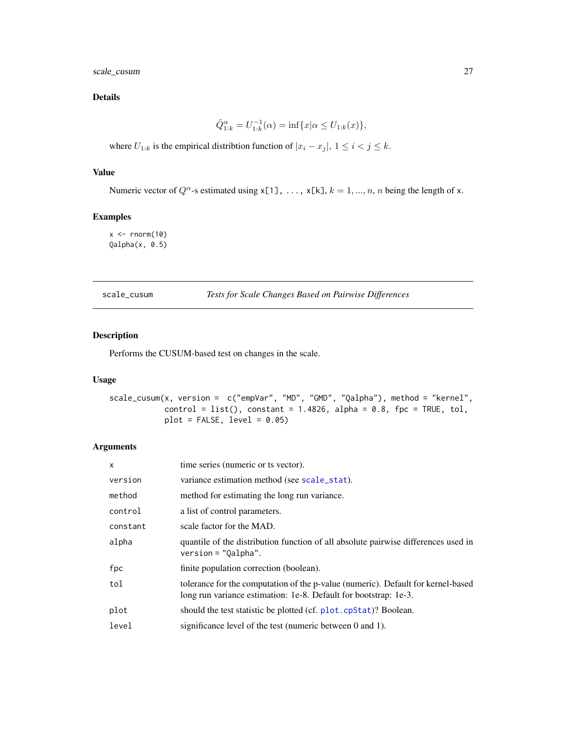## Details

$$\hat{Q}^{\alpha}_{1:k} = U^{-1}_{1:k}(\alpha) = \inf\{x | \alpha \leq U_{1:k}(x)\},$$

where $U_{1:k}$ is the empirical distribtion function of $|x_i - x_j|$, $1 \leq i < j \leq k$.

## Value

Numeric vector of $Q^{\alpha}$-s estimated using `x[1], ..., x[k]`, $k = 1, ..., n$, $n$ being the length of `x`.

## Examples

```
x <- rnorm(10)
Qalpha(x, 0.5)
```

---

# scale_cusum — *Tests for Scale Changes Based on Pairwise Differences*

---

## Description

Performs the CUSUM-based test on changes in the scale.

## Usage

```
scale_cusum(x, version =  c("empVar", "MD", "GMD", "Qalpha"), method = "kernel",
            control = list(), constant = 1.4826, alpha = 0.8, fpc = TRUE, tol,
            plot = FALSE, level = 0.05)
```

## Arguments

| | |
|---|---|
| `x` | time series (numeric or ts vector). |
| `version` | variance estimation method (see `scale_stat`). |
| `method` | method for estimating the long run variance. |
| `control` | a list of control parameters. |
| `constant` | scale factor for the MAD. |
| `alpha` | quantile of the distribution function of all absolute pairwise differences used in `version = "Qalpha"`. |
| `fpc` | finite population correction (boolean). |
| `tol` | tolerance for the computation of the p-value (numeric). Default for kernel-based long run variance estimation: 1e-8. Default for bootstrap: 1e-3. |
| `plot` | should the test statistic be plotted (cf. `plot.cpStat`)? Boolean. |
| `level` | significance level of the test (numeric between 0 and 1). |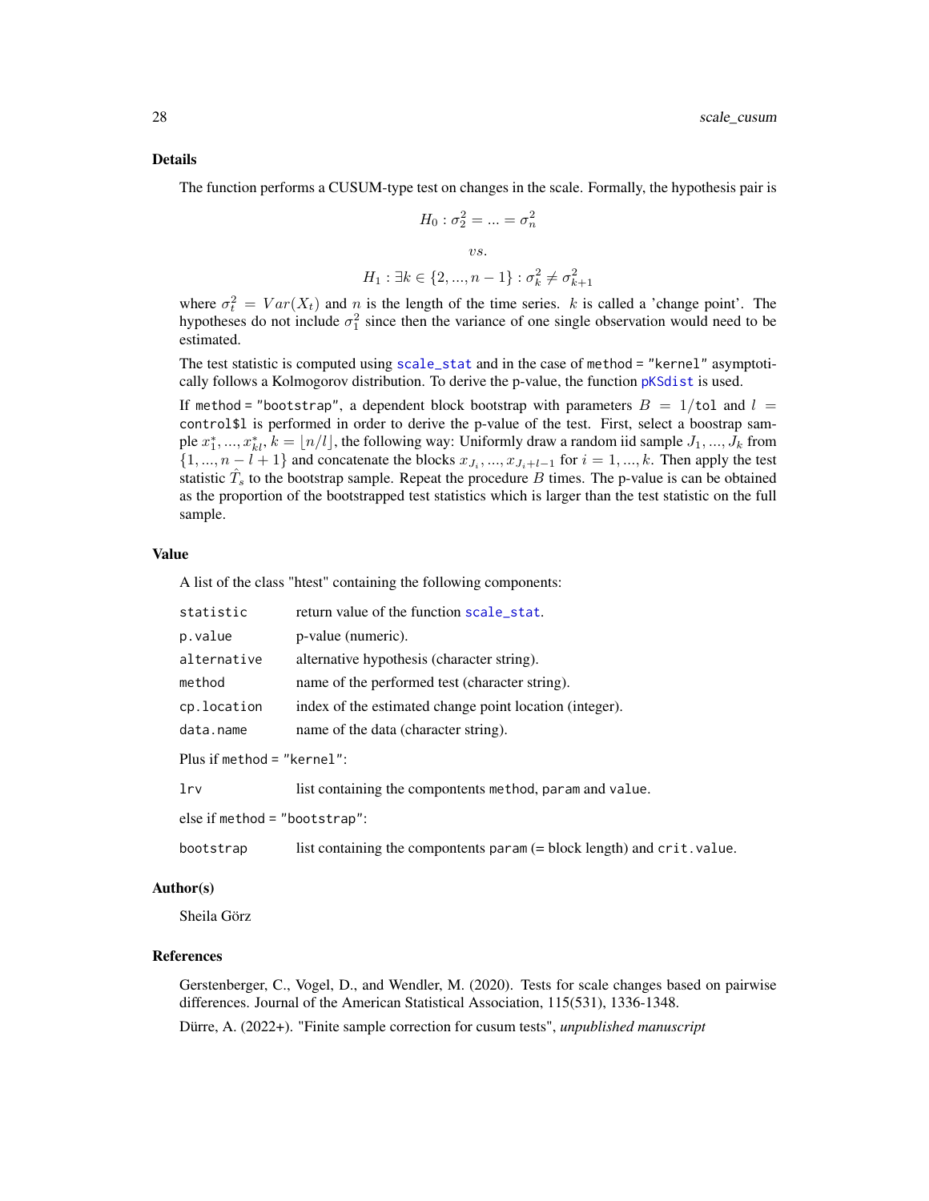### Details

The function performs a CUSUM-type test on changes in the scale. Formally, the hypothesis pair is

$$H_0 : \sigma_2^2 = ... = \sigma_n^2$$

$$vs.$$

$$H_1 : \exists k \in \{2, ..., n-1\} : \sigma_k^2 \neq \sigma_{k+1}^2$$

where $\sigma_t^2 = Var(X_t)$ and $n$ is the length of the time series. $k$ is called a 'change point'. The hypotheses do not include $\sigma_1^2$ since then the variance of one single observation would need to be estimated.

The test statistic is computed using `scale_stat` and in the case of `method = "kernel"` asymptotically follows a Kolmogorov distribution. To derive the p-value, the function `pKSdist` is used.

If `method = "bootstrap"`, a dependent block bootstrap with parameters $B = 1/$`tol` and $l =$ `control$l` is performed in order to derive the p-value of the test. First, select a boostrap sample $x_1^*, ..., x_{kl}^*$, $k = \lfloor n/l \rfloor$, the following way: Uniformly draw a random iid sample $J_1, ..., J_k$ from $\{1, ..., n-l+1\}$ and concatenate the blocks $x_{J_i}, ..., x_{J_i+l-1}$ for $i = 1, ..., k$. Then apply the test statistic $\hat{T}_s$ to the bootstrap sample. Repeat the procedure $B$ times. The p-value is can be obtained as the proportion of the bootstrapped test statistics which is larger than the test statistic on the full sample.

### Value

A list of the class "htest" containing the following components:

| | |
|---|---|
| `statistic` | return value of the function `scale_stat`. |
| `p.value` | p-value (numeric). |
| `alternative` | alternative hypothesis (character string). |
| `method` | name of the performed test (character string). |
| `cp.location` | index of the estimated change point location (integer). |
| `data.name` | name of the data (character string). |

Plus if `method = "kernel"`:

| | |
|---|---|
| `lrv` | list containing the compontents `method`, `param` and `value`. |

else if `method = "bootstrap"`:

| | |
|---|---|
| `bootstrap` | list containing the compontents `param` (= block length) and `crit.value`. |

### Author(s)

Sheila Görz

### References

Gerstenberger, C., Vogel, D., and Wendler, M. (2020). Tests for scale changes based on pairwise differences. Journal of the American Statistical Association, 115(531), 1336-1348.

Dürre, A. (2022+). "Finite sample correction for cusum tests", *unpublished manuscript*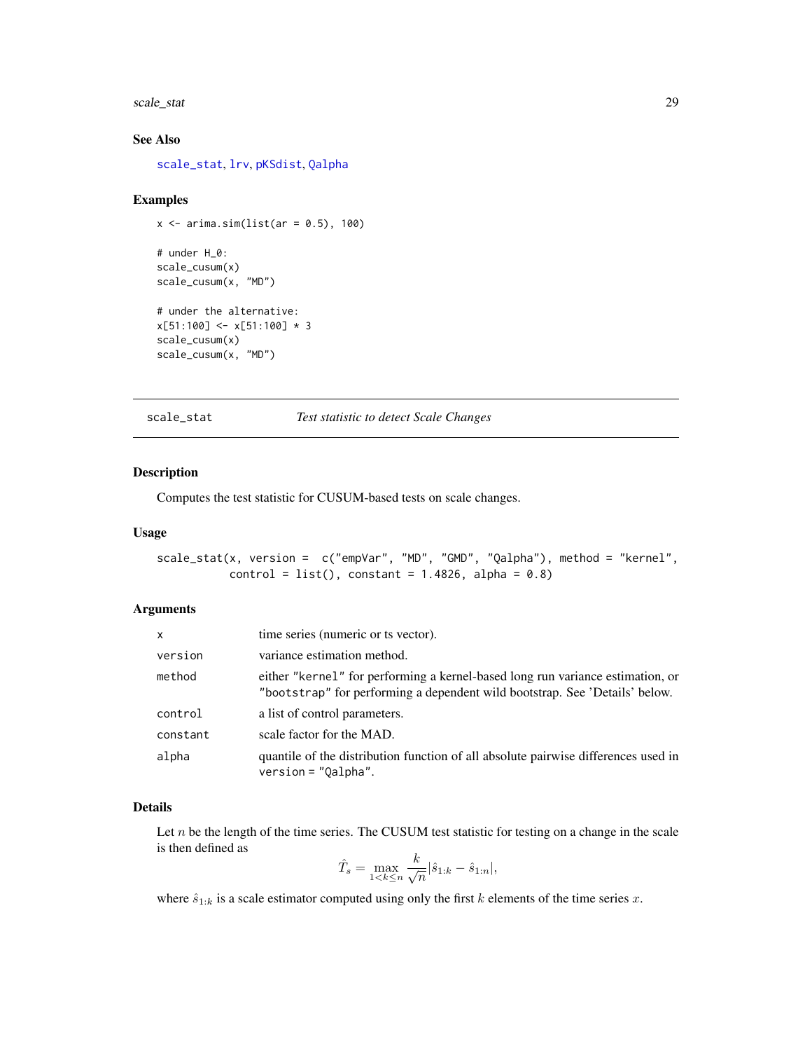## See Also

scale_stat, lrv, pKSdist, Qalpha

## Examples

```
x <- arima.sim(list(ar = 0.5), 100)

# under H_0:
scale_cusum(x)
scale_cusum(x, "MD")

# under the alternative:
x[51:100] <- x[51:100] * 3
scale_cusum(x)
scale_cusum(x, "MD")
```

---

# scale_stat *Test statistic to detect Scale Changes*

---

## Description

Computes the test statistic for CUSUM-based tests on scale changes.

## Usage

```
scale_stat(x, version =  c("empVar", "MD", "GMD", "Qalpha"), method = "kernel",
           control = list(), constant = 1.4826, alpha = 0.8)
```

## Arguments

| | |
|---|---|
| x | time series (numeric or ts vector). |
| version | variance estimation method. |
| method | either "kernel" for performing a kernel-based long run variance estimation, or "bootstrap" for performing a dependent wild bootstrap. See 'Details' below. |
| control | a list of control parameters. |
| constant | scale factor for the MAD. |
| alpha | quantile of the distribution function of all absolute pairwise differences used in version = "Qalpha". |

## Details

Let $n$ be the length of the time series. The CUSUM test statistic for testing on a change in the scale is then defined as

$$\hat{T}_s = \max_{1<k\leq n} \frac{k}{\sqrt{n}} |\hat{s}_{1:k} - \hat{s}_{1:n}|,$$

where $\hat{s}_{1:k}$ is a scale estimator computed using only the first $k$ elements of the time series $x$.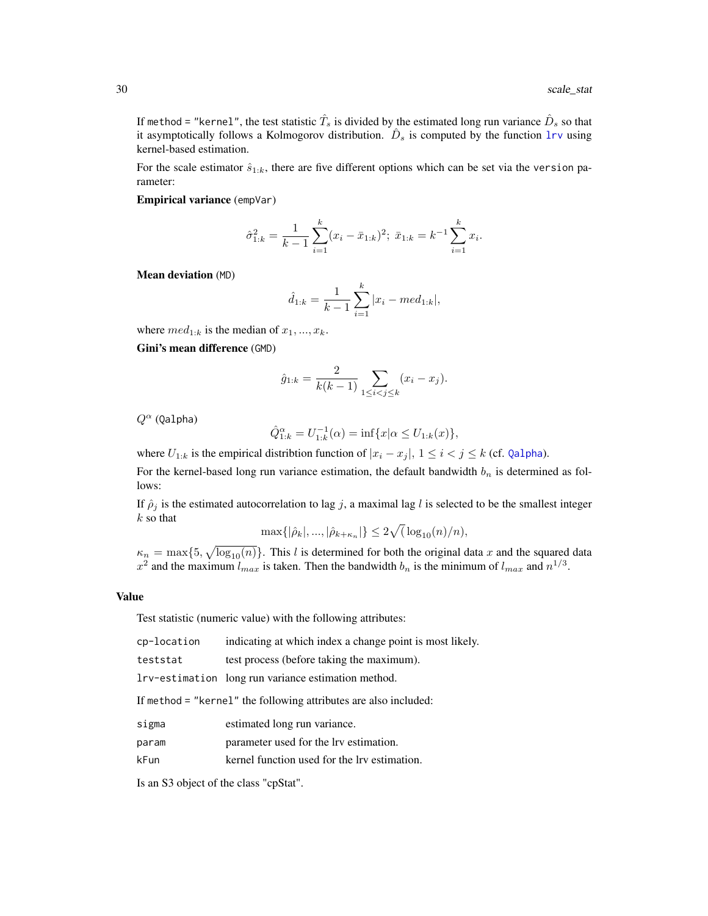If `method = "kernel"`, the test statistic $\hat{T}_s$ is divided by the estimated long run variance $\hat{D}_s$ so that it asymptotically follows a Kolmogorov distribution. $\hat{D}_s$ is computed by the function `lrv` using kernel-based estimation.

For the scale estimator $\hat{s}_{1:k}$, there are five different options which can be set via the `version` parameter:

**Empirical variance** (`empVar`)

$$\hat{\sigma}^2_{1:k} = \frac{1}{k-1}\sum_{i=1}^{k}(x_i - \bar{x}_{1:k})^2;\ \bar{x}_{1:k} = k^{-1}\sum_{i=1}^{k} x_i.$$

**Mean deviation** (`MD`)

$$\hat{d}_{1:k} = \frac{1}{k-1}\sum_{i=1}^{k}|x_i - med_{1:k}|,$$

where $med_{1:k}$ is the median of $x_1, ..., x_k$.

**Gini's mean difference** (`GMD`)

$$\hat{g}_{1:k} = \frac{2}{k(k-1)}\sum_{1 \leq i < j \leq k}(x_i - x_j).$$

$Q^\alpha$ (`Qalpha`)

$$\hat{Q}^\alpha_{1:k} = U^{-1}_{1:k}(\alpha) = \inf\{x | \alpha \leq U_{1:k}(x)\},$$

where $U_{1:k}$ is the empirical distribtion function of $|x_i - x_j|,\ 1 \leq i < j \leq k$ (cf. `Qalpha`).

For the kernel-based long run variance estimation, the default bandwidth $b_n$ is determined as follows:

If $\hat{\rho}_j$ is the estimated autocorrelation to lag $j$, a maximal lag $l$ is selected to be the smallest integer $k$ so that

$$\max\{|\hat{\rho}_k|, ..., |\hat{\rho}_{k+\kappa_n}|\} \leq 2\sqrt(\log_{10}(n)/n),$$

$\kappa_n = \max\{5, \sqrt{\log_{10}(n)}\}$. This $l$ is determined for both the original data $x$ and the squared data $x^2$ and the maximum $l_{max}$ is taken. Then the bandwidth $b_n$ is the minimum of $l_{max}$ and $n^{1/3}$.

## Value

Test statistic (numeric value) with the following attributes:

| | |
|---|---|
| `cp-location` | indicating at which index a change point is most likely. |
| `teststat` | test process (before taking the maximum). |
| `lrv-estimation` | long run variance estimation method. |

If `method = "kernel"` the following attributes are also included:

| | |
|---|---|
| `sigma` | estimated long run variance. |
| `param` | parameter used for the lrv estimation. |
| `kFun` | kernel function used for the lrv estimation. |

Is an S3 object of the class "cpStat".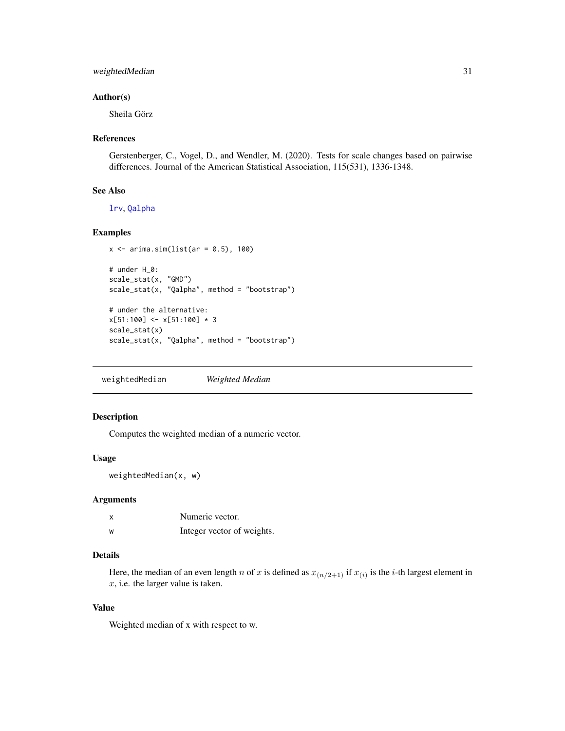### Author(s)

Sheila Görz

### References

Gerstenberger, C., Vogel, D., and Wendler, M. (2020). Tests for scale changes based on pairwise differences. Journal of the American Statistical Association, 115(531), 1336-1348.

### See Also

lrv, Qalpha

### Examples

```
x <- arima.sim(list(ar = 0.5), 100)

# under H_0:
scale_stat(x, "GMD")
scale_stat(x, "Qalpha", method = "bootstrap")

# under the alternative:
x[51:100] <- x[51:100] * 3
scale_stat(x)
scale_stat(x, "Qalpha", method = "bootstrap")
```

---

## weightedMedian *Weighted Median*

### Description

Computes the weighted median of a numeric vector.

### Usage

```
weightedMedian(x, w)
```

### Arguments

| | |
|---|---|
| x | Numeric vector. |
| w | Integer vector of weights. |

### Details

Here, the median of an even length $n$ of $x$ is defined as $x_{(n/2+1)}$ if $x_{(i)}$ is the $i$-th largest element in $x$, i.e. the larger value is taken.

### Value

Weighted median of x with respect to w.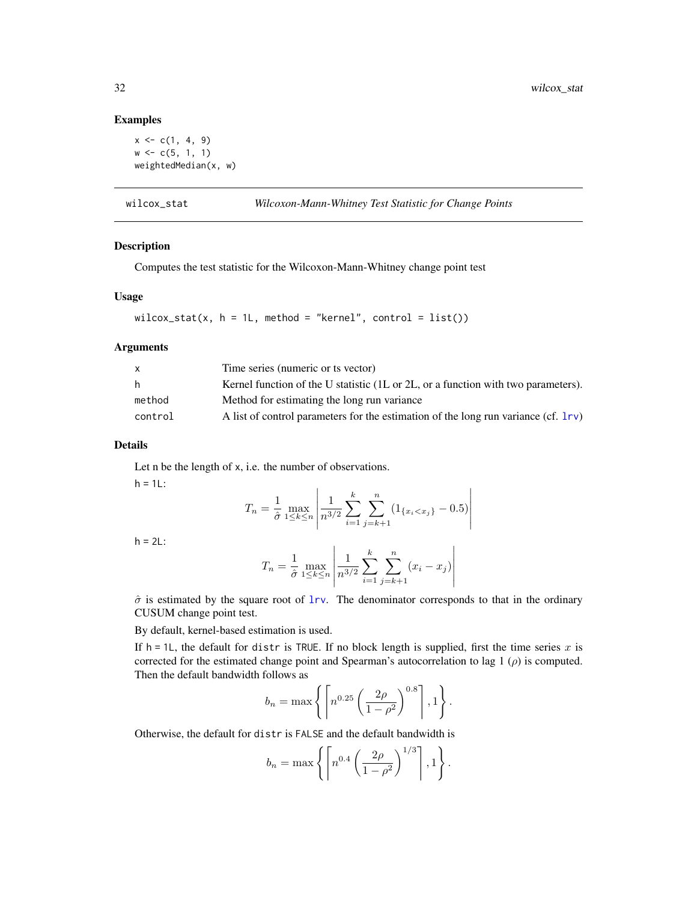### Examples

```
x <- c(1, 4, 9)
w <- c(5, 1, 1)
weightedMedian(x, w)
```

---

## wilcox_stat — *Wilcoxon-Mann-Whitney Test Statistic for Change Points*

### Description

Computes the test statistic for the Wilcoxon-Mann-Whitney change point test

### Usage

```
wilcox_stat(x, h = 1L, method = "kernel", control = list())
```

### Arguments

| | |
|---|---|
| x | Time series (numeric or ts vector) |
| h | Kernel function of the U statistic (1L or 2L, or a function with two parameters). |
| method | Method for estimating the long run variance |
| control | A list of control parameters for the estimation of the long run variance (cf. lrv) |

### Details

Let n be the length of x, i.e. the number of observations.

h = 1L:

$$T_n = \frac{1}{\hat{\sigma}} \max_{1 \leq k \leq n} \left| \frac{1}{n^{3/2}} \sum_{i=1}^{k} \sum_{j=k+1}^{n} (1_{\{x_i < x_j\}} - 0.5) \right|$$

h = 2L:

$$T_n = \frac{1}{\hat{\sigma}} \max_{1 \leq k \leq n} \left| \frac{1}{n^{3/2}} \sum_{i=1}^{k} \sum_{j=k+1}^{n} (x_i - x_j) \right|$$

$\hat{\sigma}$ is estimated by the square root of lrv. The denominator corresponds to that in the ordinary CUSUM change point test.

By default, kernel-based estimation is used.

If h = 1L, the default for distr is TRUE. If no block length is supplied, first the time series $x$ is corrected for the estimated change point and Spearman's autocorrelation to lag 1 ($\rho$) is computed. Then the default bandwidth follows as

$$b_n = \max \left\{ \left\lceil n^{0.25} \left( \frac{2\rho}{1 - \rho^2} \right)^{0.8} \right\rceil, 1 \right\}.$$

Otherwise, the default for distr is FALSE and the default bandwidth is

$$b_n = \max \left\{ \left\lceil n^{0.4} \left( \frac{2\rho}{1 - \rho^2} \right)^{1/3} \right\rceil, 1 \right\}.$$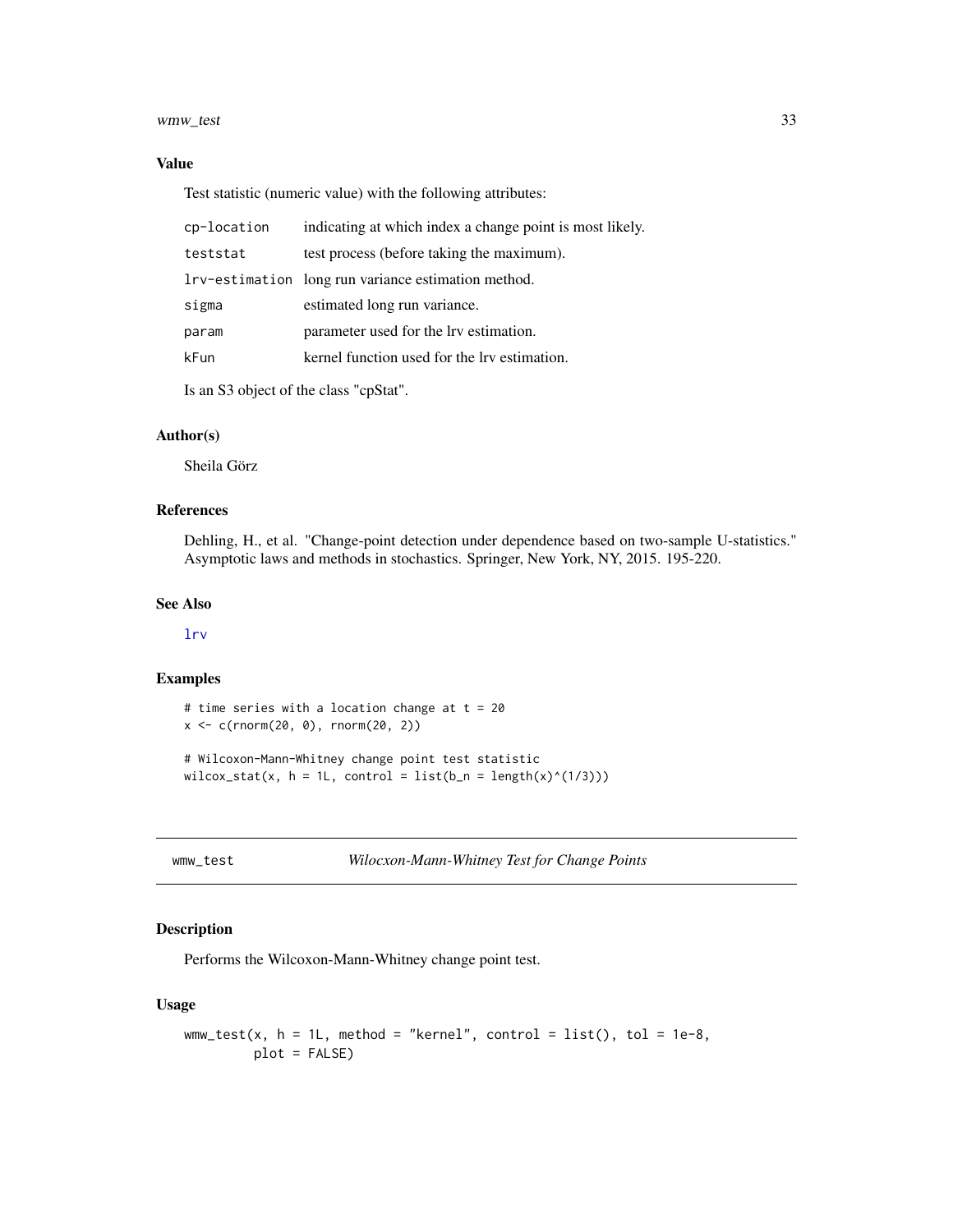### Value

Test statistic (numeric value) with the following attributes:

| | |
|---|---|
| cp-location | indicating at which index a change point is most likely. |
| teststat | test process (before taking the maximum). |
| lrv-estimation | long run variance estimation method. |
| sigma | estimated long run variance. |
| param | parameter used for the lrv estimation. |
| kFun | kernel function used for the lrv estimation. |

Is an S3 object of the class "cpStat".

### Author(s)

Sheila Görz

### References

Dehling, H., et al. "Change-point detection under dependence based on two-sample U-statistics." Asymptotic laws and methods in stochastics. Springer, New York, NY, 2015. 195-220.

### See Also

lrv

### Examples

```
# time series with a location change at t = 20
x <- c(rnorm(20, 0), rnorm(20, 2))

# Wilcoxon-Mann-Whitney change point test statistic
wilcox_stat(x, h = 1L, control = list(b_n = length(x)^(1/3)))
```

---

## wmw_test *Wilocxon-Mann-Whitney Test for Change Points*

### Description

Performs the Wilcoxon-Mann-Whitney change point test.

### Usage

```
wmw_test(x, h = 1L, method = "kernel", control = list(), tol = 1e-8,
         plot = FALSE)
```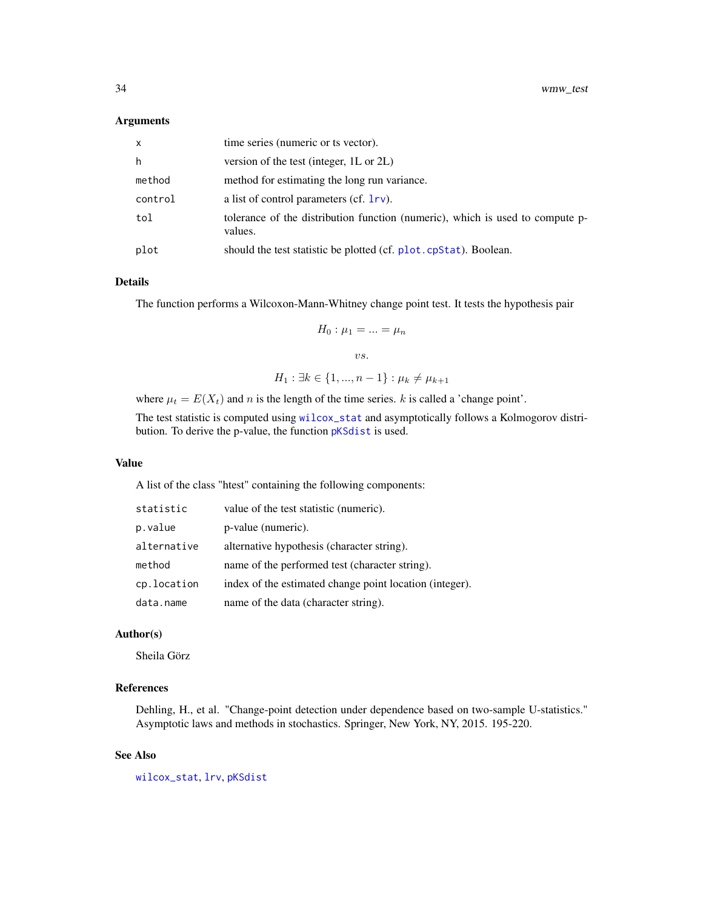### Arguments

| | |
|---|---|
| x | time series (numeric or ts vector). |
| h | version of the test (integer, 1L or 2L) |
| method | method for estimating the long run variance. |
| control | a list of control parameters (cf. lrv). |
| tol | tolerance of the distribution function (numeric), which is used to compute p-values. |
| plot | should the test statistic be plotted (cf. plot.cpStat). Boolean. |

### Details

The function performs a Wilcoxon-Mann-Whitney change point test. It tests the hypothesis pair

$$H_0 : \mu_1 = ... = \mu_n$$

$$vs.$$

$$H_1 : \exists k \in \{1, ..., n-1\} : \mu_k \neq \mu_{k+1}$$

where $\mu_t = E(X_t)$ and $n$ is the length of the time series. $k$ is called a 'change point'.

The test statistic is computed using wilcox_stat and asymptotically follows a Kolmogorov distribution. To derive the p-value, the function pKSdist is used.

### Value

A list of the class "htest" containing the following components:

| | |
|---|---|
| statistic | value of the test statistic (numeric). |
| p.value | p-value (numeric). |
| alternative | alternative hypothesis (character string). |
| method | name of the performed test (character string). |
| cp.location | index of the estimated change point location (integer). |
| data.name | name of the data (character string). |

### Author(s)

Sheila Görz

### References

Dehling, H., et al. "Change-point detection under dependence based on two-sample U-statistics." Asymptotic laws and methods in stochastics. Springer, New York, NY, 2015. 195-220.

### See Also

wilcox_stat, lrv, pKSdist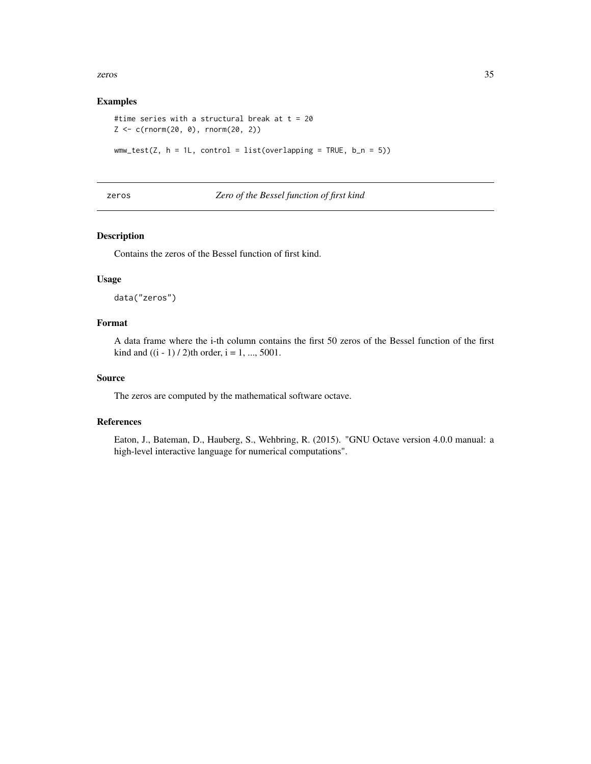### Examples

```
#time series with a structural break at t = 20
Z <- c(rnorm(20, 0), rnorm(20, 2))

wmw_test(Z, h = 1L, control = list(overlapping = TRUE, b_n = 5))
```

---

## zeros — *Zero of the Bessel function of first kind*

---

### Description

Contains the zeros of the Bessel function of first kind.

### Usage

```
data("zeros")
```

### Format

A data frame where the i-th column contains the first 50 zeros of the Bessel function of the first kind and ((i - 1) / 2)th order, i = 1, ..., 5001.

### Source

The zeros are computed by the mathematical software octave.

### References

Eaton, J., Bateman, D., Hauberg, S., Wehbring, R. (2015). "GNU Octave version 4.0.0 manual: a high-level interactive language for numerical computations".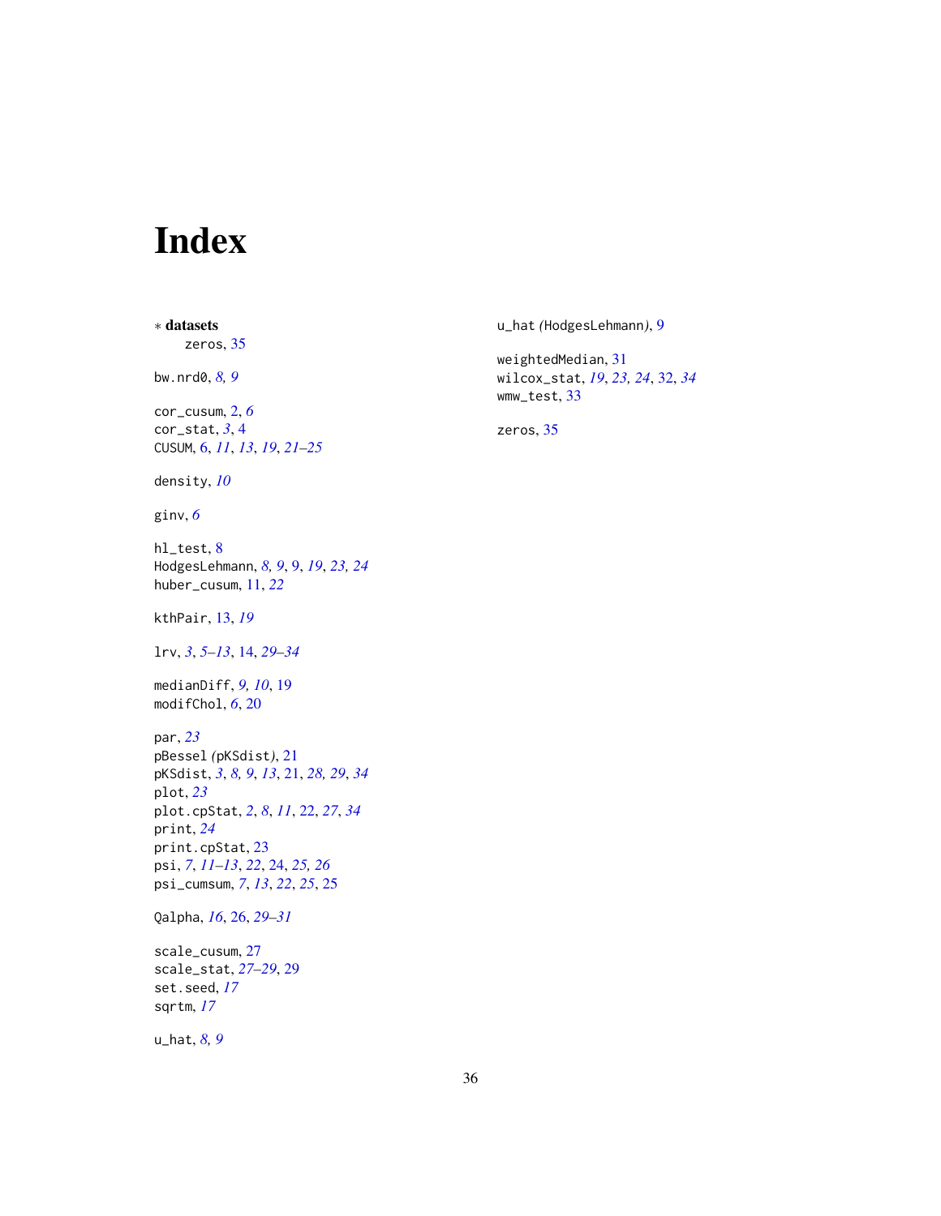# Index

∗ **datasets**
    zeros, 35

bw.nrd0, *8, 9*

cor_cusum, 2, *6*
cor_stat, *3*, 4
CUSUM, 6, *11*, *13*, *19*, *21–25*

density, *10*

ginv, *6*

hl_test, 8
HodgesLehmann, *8, 9*, 9, *19*, *23, 24*
huber_cusum, 11, *22*

kthPair, 13, *19*

lrv, *3*, *5–13*, 14, *29–34*

medianDiff, *9, 10*, 19
modifChol, *6*, 20

par, *23*
pBessel (pKSdist), 21
pKSdist, *3*, *8, 9*, *13*, 21, *28, 29*, *34*
plot, *23*
plot.cpStat, *2*, *8*, *11*, 22, *27*, *34*
print, *24*
print.cpStat, 23
psi, *7*, *11–13*, *22*, 24, *25, 26*
psi_cumsum, *7*, *13*, *22*, *25*, 25

Qalpha, *16*, 26, *29–31*

scale_cusum, 27
scale_stat, *27–29*, 29
set.seed, *17*
sqrtm, *17*

u_hat, *8, 9*
u_hat (HodgesLehmann), 9

weightedMedian, 31
wilcox_stat, *19*, *23, 24*, 32, *34*
wmw_test, 33

zeros, 35